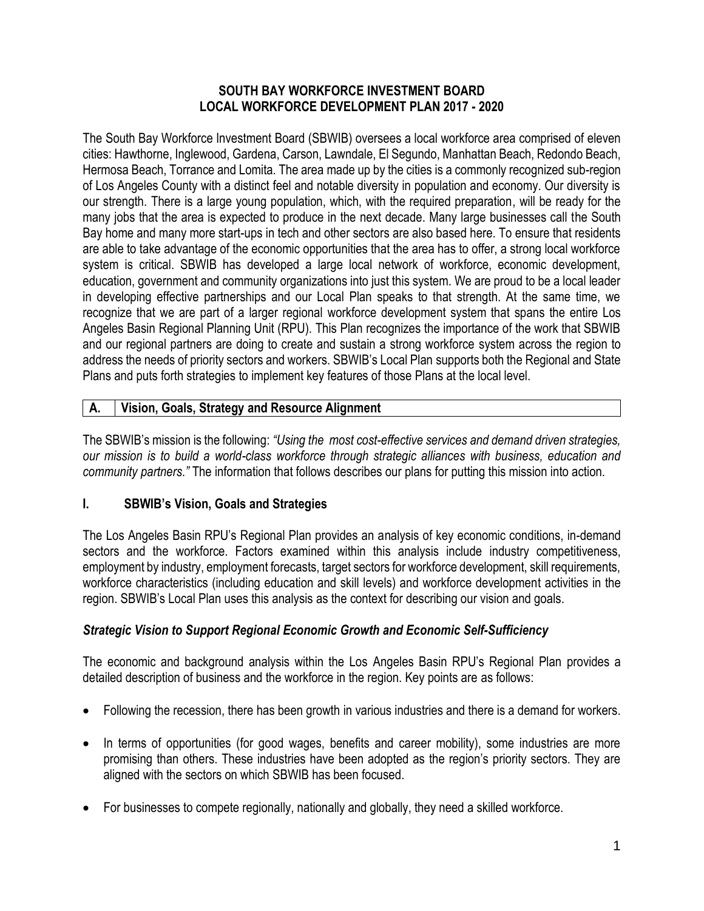# SOUTH BAY WORKFORCE INVESTMENT BOARD
# LOCAL WORKFORCE DEVELOPMENT PLAN 2017 - 2020

The South Bay Workforce Investment Board (SBWIB) oversees a local workforce area comprised of eleven cities: Hawthorne, Inglewood, Gardena, Carson, Lawndale, El Segundo, Manhattan Beach, Redondo Beach, Hermosa Beach, Torrance and Lomita. The area made up by the cities is a commonly recognized sub-region of Los Angeles County with a distinct feel and notable diversity in population and economy. Our diversity is our strength. There is a large young population, which, with the required preparation, will be ready for the many jobs that the area is expected to produce in the next decade. Many large businesses call the South Bay home and many more start-ups in tech and other sectors are also based here. To ensure that residents are able to take advantage of the economic opportunities that the area has to offer, a strong local workforce system is critical. SBWIB has developed a large local network of workforce, economic development, education, government and community organizations into just this system. We are proud to be a local leader in developing effective partnerships and our Local Plan speaks to that strength. At the same time, we recognize that we are part of a larger regional workforce development system that spans the entire Los Angeles Basin Regional Planning Unit (RPU). This Plan recognizes the importance of the work that SBWIB and our regional partners are doing to create and sustain a strong workforce system across the region to address the needs of priority sectors and workers. SBWIB's Local Plan supports both the Regional and State Plans and puts forth strategies to implement key features of those Plans at the local level.

## A. Vision, Goals, Strategy and Resource Alignment

The SBWIB's mission is the following: *"Using the most cost-effective services and demand driven strategies, our mission is to build a world-class workforce through strategic alliances with business, education and community partners."* The information that follows describes our plans for putting this mission into action.

### I. SBWIB's Vision, Goals and Strategies

The Los Angeles Basin RPU's Regional Plan provides an analysis of key economic conditions, in-demand sectors and the workforce. Factors examined within this analysis include industry competitiveness, employment by industry, employment forecasts, target sectors for workforce development, skill requirements, workforce characteristics (including education and skill levels) and workforce development activities in the region. SBWIB's Local Plan uses this analysis as the context for describing our vision and goals.

#### *Strategic Vision to Support Regional Economic Growth and Economic Self-Sufficiency*

The economic and background analysis within the Los Angeles Basin RPU's Regional Plan provides a detailed description of business and the workforce in the region. Key points are as follows:

- Following the recession, there has been growth in various industries and there is a demand for workers.
- In terms of opportunities (for good wages, benefits and career mobility), some industries are more promising than others. These industries have been adopted as the region's priority sectors. They are aligned with the sectors on which SBWIB has been focused.
- For businesses to compete regionally, nationally and globally, they need a skilled workforce.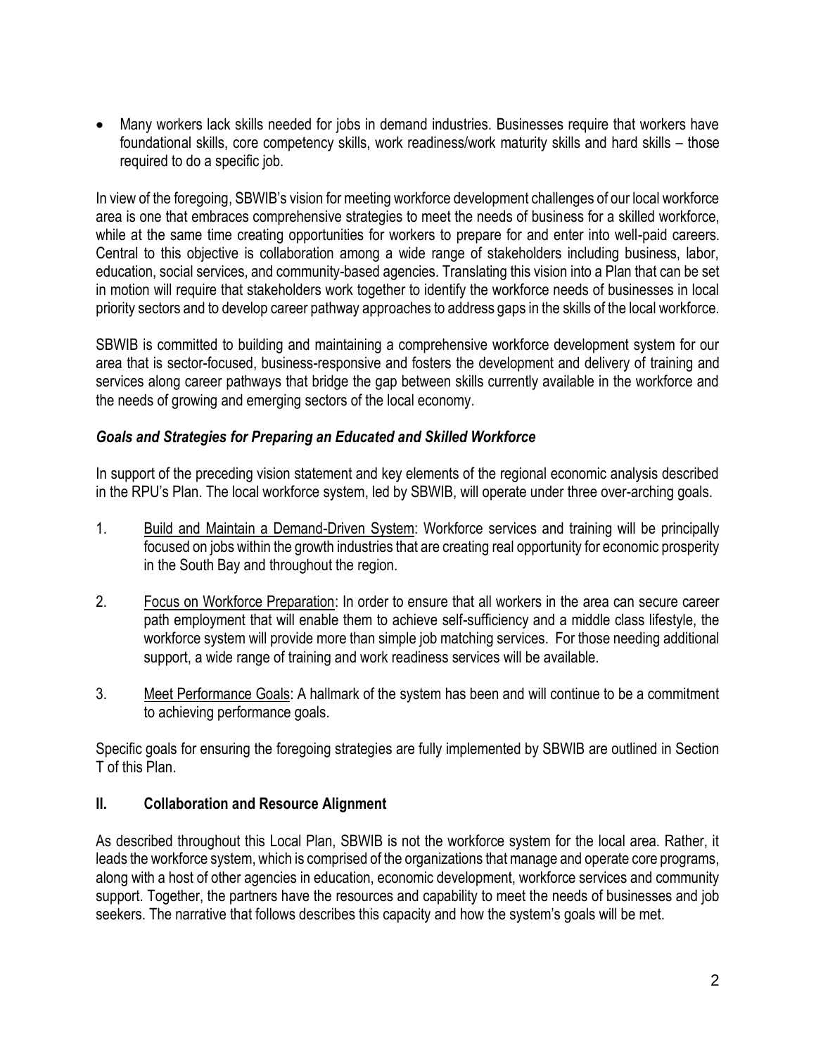- Many workers lack skills needed for jobs in demand industries. Businesses require that workers have foundational skills, core competency skills, work readiness/work maturity skills and hard skills – those required to do a specific job.

In view of the foregoing, SBWIB's vision for meeting workforce development challenges of our local workforce area is one that embraces comprehensive strategies to meet the needs of business for a skilled workforce, while at the same time creating opportunities for workers to prepare for and enter into well-paid careers. Central to this objective is collaboration among a wide range of stakeholders including business, labor, education, social services, and community-based agencies. Translating this vision into a Plan that can be set in motion will require that stakeholders work together to identify the workforce needs of businesses in local priority sectors and to develop career pathway approaches to address gaps in the skills of the local workforce.

SBWIB is committed to building and maintaining a comprehensive workforce development system for our area that is sector-focused, business-responsive and fosters the development and delivery of training and services along career pathways that bridge the gap between skills currently available in the workforce and the needs of growing and emerging sectors of the local economy.

### *Goals and Strategies for Preparing an Educated and Skilled Workforce*

In support of the preceding vision statement and key elements of the regional economic analysis described in the RPU's Plan. The local workforce system, led by SBWIB, will operate under three over-arching goals.

1. Build and Maintain a Demand-Driven System: Workforce services and training will be principally focused on jobs within the growth industries that are creating real opportunity for economic prosperity in the South Bay and throughout the region.

2. Focus on Workforce Preparation: In order to ensure that all workers in the area can secure career path employment that will enable them to achieve self-sufficiency and a middle class lifestyle, the workforce system will provide more than simple job matching services. For those needing additional support, a wide range of training and work readiness services will be available.

3. Meet Performance Goals: A hallmark of the system has been and will continue to be a commitment to achieving performance goals.

Specific goals for ensuring the foregoing strategies are fully implemented by SBWIB are outlined in Section T of this Plan.

## II. Collaboration and Resource Alignment

As described throughout this Local Plan, SBWIB is not the workforce system for the local area. Rather, it leads the workforce system, which is comprised of the organizations that manage and operate core programs, along with a host of other agencies in education, economic development, workforce services and community support. Together, the partners have the resources and capability to meet the needs of businesses and job seekers. The narrative that follows describes this capacity and how the system's goals will be met.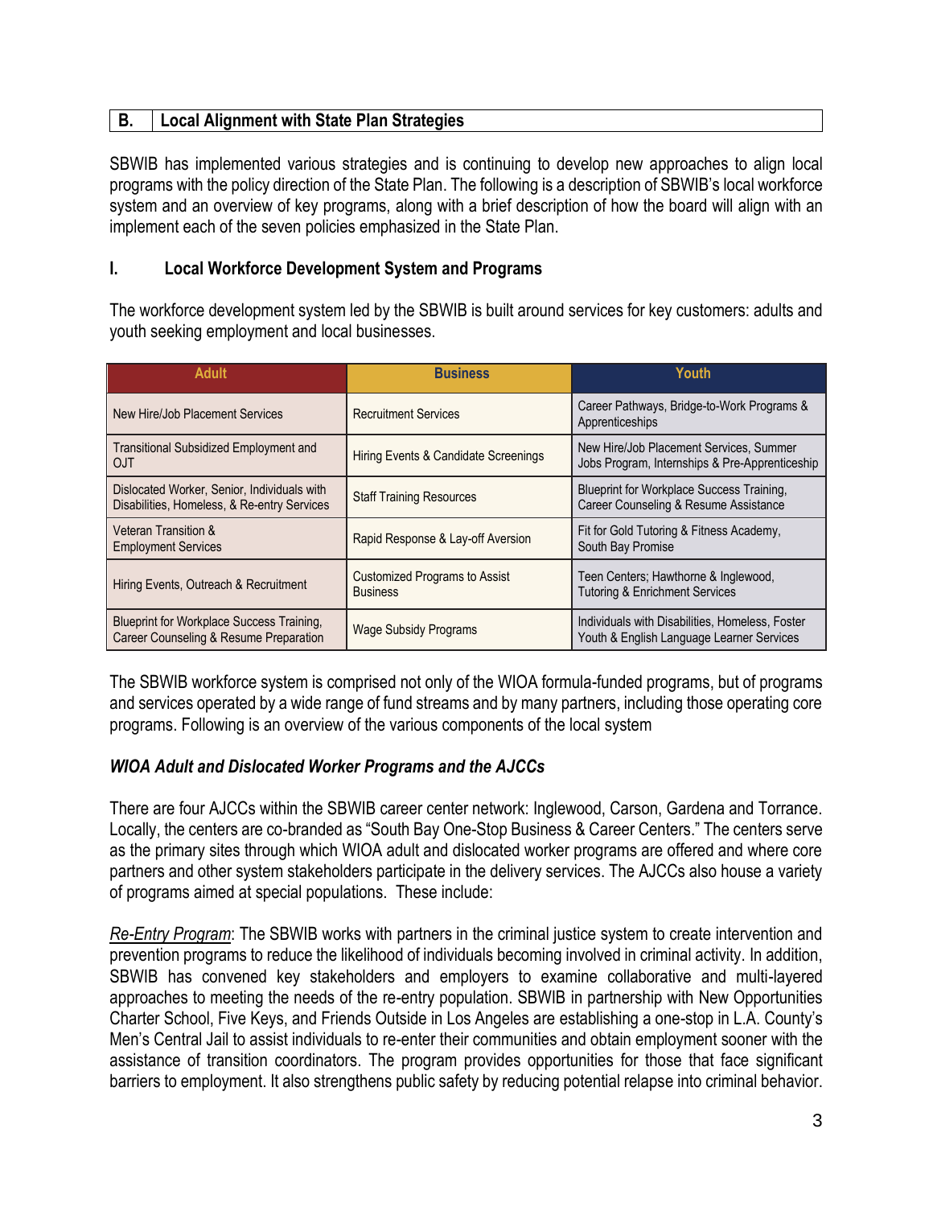## B. Local Alignment with State Plan Strategies

SBWIB has implemented various strategies and is continuing to develop new approaches to align local programs with the policy direction of the State Plan. The following is a description of SBWIB's local workforce system and an overview of key programs, along with a brief description of how the board will align with an implement each of the seven policies emphasized in the State Plan.

### I. Local Workforce Development System and Programs

The workforce development system led by the SBWIB is built around services for key customers: adults and youth seeking employment and local businesses.

| Adult | Business | Youth |
|---|---|---|
| New Hire/Job Placement Services | Recruitment Services | Career Pathways, Bridge-to-Work Programs & Apprenticeships |
| Transitional Subsidized Employment and OJT | Hiring Events & Candidate Screenings | New Hire/Job Placement Services, Summer Jobs Program, Internships & Pre-Apprenticeship |
| Dislocated Worker, Senior, Individuals with Disabilities, Homeless, & Re-entry Services | Staff Training Resources | Blueprint for Workplace Success Training, Career Counseling & Resume Assistance |
| Veteran Transition & Employment Services | Rapid Response & Lay-off Aversion | Fit for Gold Tutoring & Fitness Academy, South Bay Promise |
| Hiring Events, Outreach & Recruitment | Customized Programs to Assist Business | Teen Centers; Hawthorne & Inglewood, Tutoring & Enrichment Services |
| Blueprint for Workplace Success Training, Career Counseling & Resume Preparation | Wage Subsidy Programs | Individuals with Disabilities, Homeless, Foster Youth & English Language Learner Services |

The SBWIB workforce system is comprised not only of the WIOA formula-funded programs, but of programs and services operated by a wide range of fund streams and by many partners, including those operating core programs. Following is an overview of the various components of the local system

#### *WIOA Adult and Dislocated Worker Programs and the AJCCs*

There are four AJCCs within the SBWIB career center network: Inglewood, Carson, Gardena and Torrance. Locally, the centers are co-branded as "South Bay One-Stop Business & Career Centers." The centers serve as the primary sites through which WIOA adult and dislocated worker programs are offered and where core partners and other system stakeholders participate in the delivery services. The AJCCs also house a variety of programs aimed at special populations. These include:

*Re-Entry Program*: The SBWIB works with partners in the criminal justice system to create intervention and prevention programs to reduce the likelihood of individuals becoming involved in criminal activity. In addition, SBWIB has convened key stakeholders and employers to examine collaborative and multi-layered approaches to meeting the needs of the re-entry population. SBWIB in partnership with New Opportunities Charter School, Five Keys, and Friends Outside in Los Angeles are establishing a one-stop in L.A. County's Men's Central Jail to assist individuals to re-enter their communities and obtain employment sooner with the assistance of transition coordinators. The program provides opportunities for those that face significant barriers to employment. It also strengthens public safety by reducing potential relapse into criminal behavior.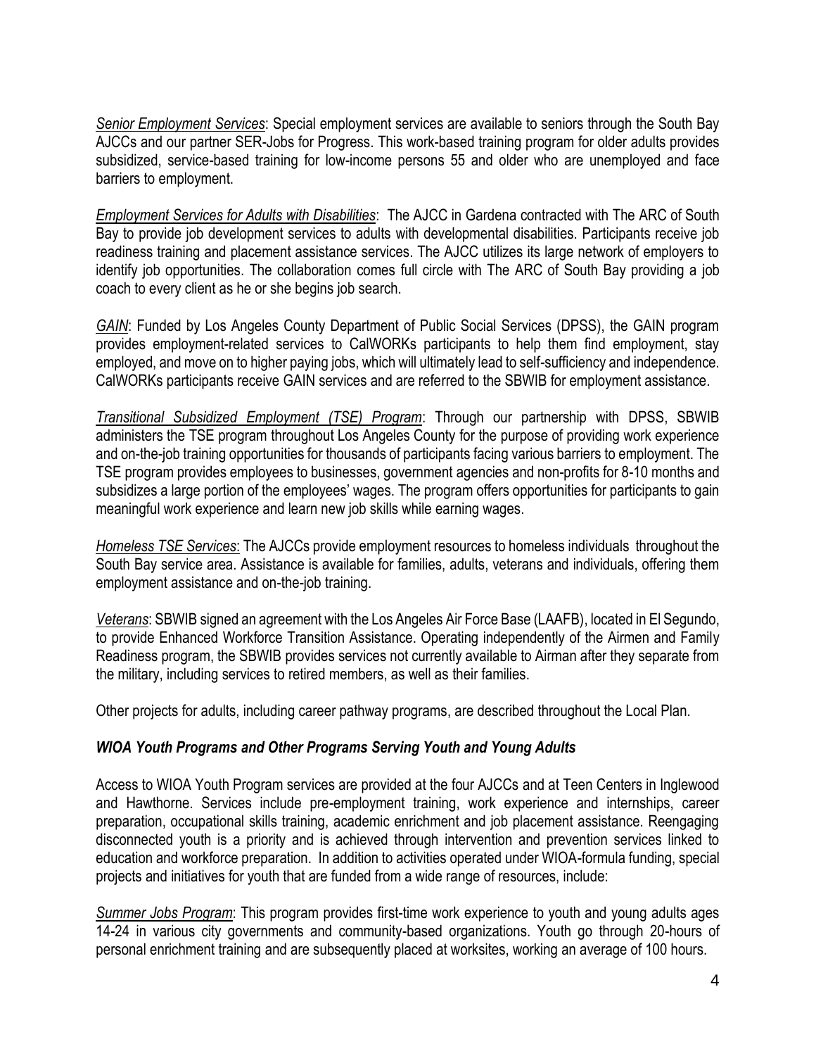*Senior Employment Services*: Special employment services are available to seniors through the South Bay AJCCs and our partner SER-Jobs for Progress. This work-based training program for older adults provides subsidized, service-based training for low-income persons 55 and older who are unemployed and face barriers to employment.

*Employment Services for Adults with Disabilities*: The AJCC in Gardena contracted with The ARC of South Bay to provide job development services to adults with developmental disabilities. Participants receive job readiness training and placement assistance services. The AJCC utilizes its large network of employers to identify job opportunities. The collaboration comes full circle with The ARC of South Bay providing a job coach to every client as he or she begins job search.

*GAIN*: Funded by Los Angeles County Department of Public Social Services (DPSS), the GAIN program provides employment-related services to CalWORKs participants to help them find employment, stay employed, and move on to higher paying jobs, which will ultimately lead to self-sufficiency and independence. CalWORKs participants receive GAIN services and are referred to the SBWIB for employment assistance.

*Transitional Subsidized Employment (TSE) Program*: Through our partnership with DPSS, SBWIB administers the TSE program throughout Los Angeles County for the purpose of providing work experience and on-the-job training opportunities for thousands of participants facing various barriers to employment. The TSE program provides employees to businesses, government agencies and non-profits for 8-10 months and subsidizes a large portion of the employees' wages. The program offers opportunities for participants to gain meaningful work experience and learn new job skills while earning wages.

*Homeless TSE Services*: The AJCCs provide employment resources to homeless individuals throughout the South Bay service area. Assistance is available for families, adults, veterans and individuals, offering them employment assistance and on-the-job training.

*Veterans*: SBWIB signed an agreement with the Los Angeles Air Force Base (LAAFB), located in El Segundo, to provide Enhanced Workforce Transition Assistance. Operating independently of the Airmen and Family Readiness program, the SBWIB provides services not currently available to Airman after they separate from the military, including services to retired members, as well as their families.

Other projects for adults, including career pathway programs, are described throughout the Local Plan.

### *WIOA Youth Programs and Other Programs Serving Youth and Young Adults*

Access to WIOA Youth Program services are provided at the four AJCCs and at Teen Centers in Inglewood and Hawthorne. Services include pre-employment training, work experience and internships, career preparation, occupational skills training, academic enrichment and job placement assistance. Reengaging disconnected youth is a priority and is achieved through intervention and prevention services linked to education and workforce preparation. In addition to activities operated under WIOA-formula funding, special projects and initiatives for youth that are funded from a wide range of resources, include:

*Summer Jobs Program*: This program provides first-time work experience to youth and young adults ages 14-24 in various city governments and community-based organizations. Youth go through 20-hours of personal enrichment training and are subsequently placed at worksites, working an average of 100 hours.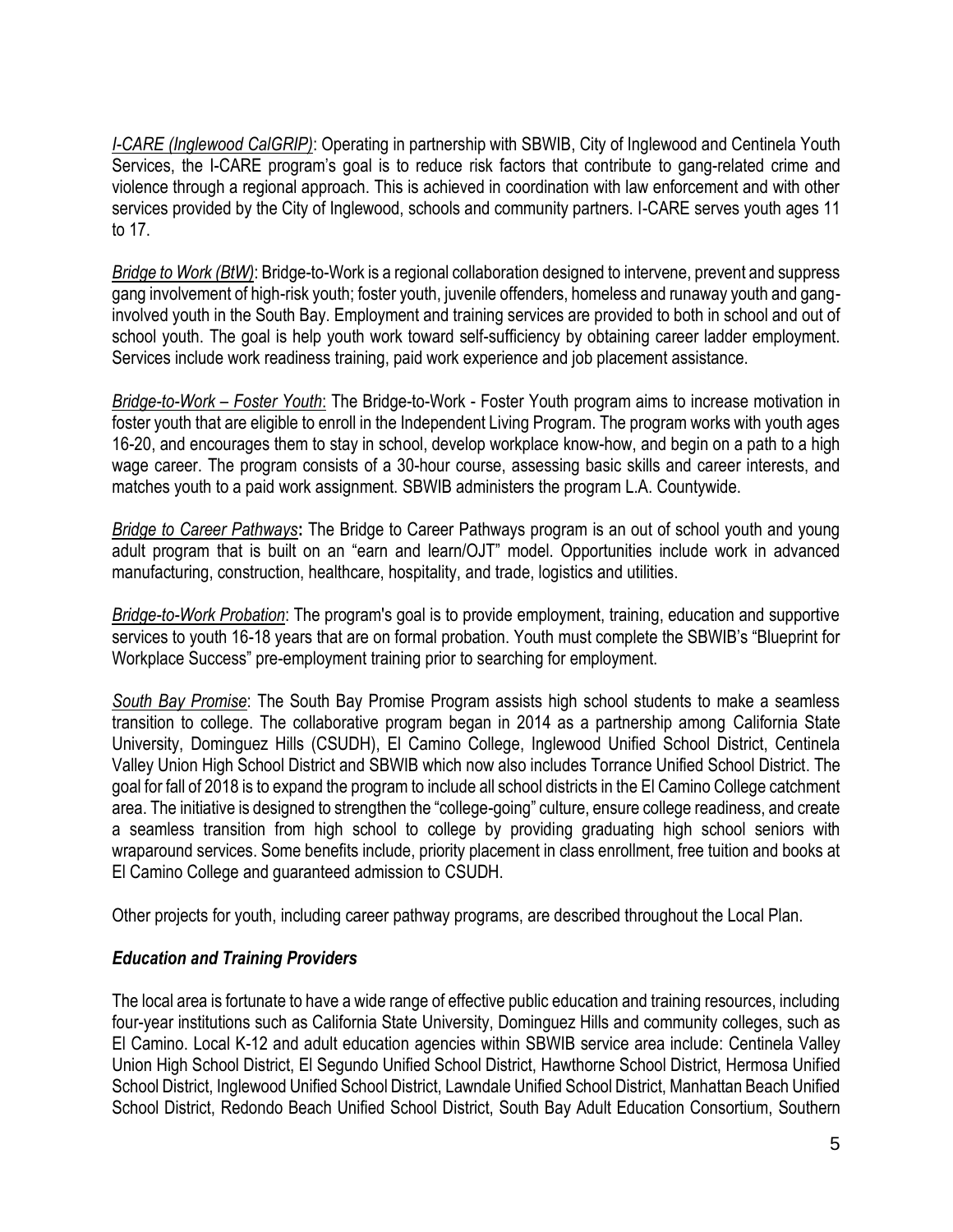*I-CARE (Inglewood CalGRIP)*: Operating in partnership with SBWIB, City of Inglewood and Centinela Youth Services, the I-CARE program's goal is to reduce risk factors that contribute to gang-related crime and violence through a regional approach. This is achieved in coordination with law enforcement and with other services provided by the City of Inglewood, schools and community partners. I-CARE serves youth ages 11 to 17.

*Bridge to Work (BtW)*: Bridge-to-Work is a regional collaboration designed to intervene, prevent and suppress gang involvement of high-risk youth; foster youth, juvenile offenders, homeless and runaway youth and gang-involved youth in the South Bay. Employment and training services are provided to both in school and out of school youth. The goal is help youth work toward self-sufficiency by obtaining career ladder employment. Services include work readiness training, paid work experience and job placement assistance.

*Bridge-to-Work – Foster Youth*: The Bridge-to-Work - Foster Youth program aims to increase motivation in foster youth that are eligible to enroll in the Independent Living Program. The program works with youth ages 16-20, and encourages them to stay in school, develop workplace know-how, and begin on a path to a high wage career. The program consists of a 30-hour course, assessing basic skills and career interests, and matches youth to a paid work assignment. SBWIB administers the program L.A. Countywide.

*Bridge to Career Pathways*: The Bridge to Career Pathways program is an out of school youth and young adult program that is built on an "earn and learn/OJT" model. Opportunities include work in advanced manufacturing, construction, healthcare, hospitality, and trade, logistics and utilities.

*Bridge-to-Work Probation*: The program's goal is to provide employment, training, education and supportive services to youth 16-18 years that are on formal probation. Youth must complete the SBWIB's "Blueprint for Workplace Success" pre-employment training prior to searching for employment.

*South Bay Promise*: The South Bay Promise Program assists high school students to make a seamless transition to college. The collaborative program began in 2014 as a partnership among California State University, Dominguez Hills (CSUDH), El Camino College, Inglewood Unified School District, Centinela Valley Union High School District and SBWIB which now also includes Torrance Unified School District. The goal for fall of 2018 is to expand the program to include all school districts in the El Camino College catchment area. The initiative is designed to strengthen the "college-going" culture, ensure college readiness, and create a seamless transition from high school to college by providing graduating high school seniors with wraparound services. Some benefits include, priority placement in class enrollment, free tuition and books at El Camino College and guaranteed admission to CSUDH.

Other projects for youth, including career pathway programs, are described throughout the Local Plan.

### *Education and Training Providers*

The local area is fortunate to have a wide range of effective public education and training resources, including four-year institutions such as California State University, Dominguez Hills and community colleges, such as El Camino. Local K-12 and adult education agencies within SBWIB service area include: Centinela Valley Union High School District, El Segundo Unified School District, Hawthorne School District, Hermosa Unified School District, Inglewood Unified School District, Lawndale Unified School District, Manhattan Beach Unified School District, Redondo Beach Unified School District, South Bay Adult Education Consortium, Southern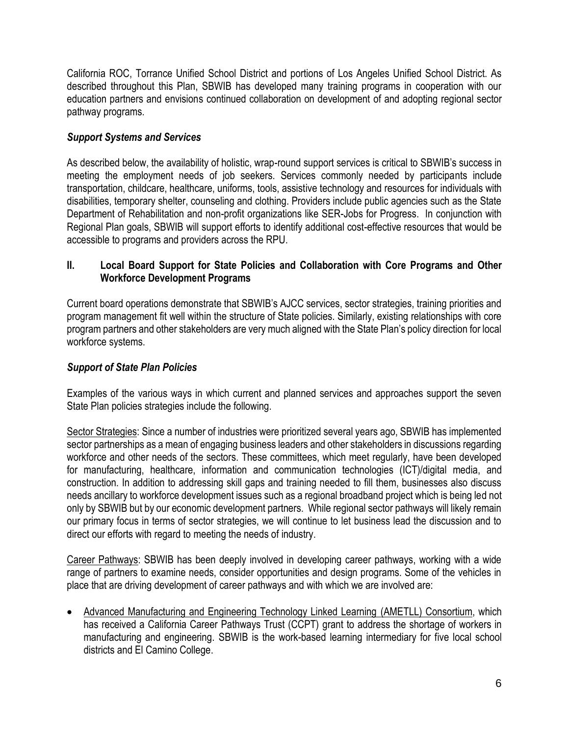California ROC, Torrance Unified School District and portions of Los Angeles Unified School District. As described throughout this Plan, SBWIB has developed many training programs in cooperation with our education partners and envisions continued collaboration on development of and adopting regional sector pathway programs.

### *Support Systems and Services*

As described below, the availability of holistic, wrap-round support services is critical to SBWIB's success in meeting the employment needs of job seekers. Services commonly needed by participants include transportation, childcare, healthcare, uniforms, tools, assistive technology and resources for individuals with disabilities, temporary shelter, counseling and clothing. Providers include public agencies such as the State Department of Rehabilitation and non-profit organizations like SER-Jobs for Progress. In conjunction with Regional Plan goals, SBWIB will support efforts to identify additional cost-effective resources that would be accessible to programs and providers across the RPU.

## II. Local Board Support for State Policies and Collaboration with Core Programs and Other Workforce Development Programs

Current board operations demonstrate that SBWIB's AJCC services, sector strategies, training priorities and program management fit well within the structure of State policies. Similarly, existing relationships with core program partners and other stakeholders are very much aligned with the State Plan's policy direction for local workforce systems.

### *Support of State Plan Policies*

Examples of the various ways in which current and planned services and approaches support the seven State Plan policies strategies include the following.

<u>Sector Strategies</u>: Since a number of industries were prioritized several years ago, SBWIB has implemented sector partnerships as a mean of engaging business leaders and other stakeholders in discussions regarding workforce and other needs of the sectors. These committees, which meet regularly, have been developed for manufacturing, healthcare, information and communication technologies (ICT)/digital media, and construction. In addition to addressing skill gaps and training needed to fill them, businesses also discuss needs ancillary to workforce development issues such as a regional broadband project which is being led not only by SBWIB but by our economic development partners. While regional sector pathways will likely remain our primary focus in terms of sector strategies, we will continue to let business lead the discussion and to direct our efforts with regard to meeting the needs of industry.

<u>Career Pathways</u>: SBWIB has been deeply involved in developing career pathways, working with a wide range of partners to examine needs, consider opportunities and design programs. Some of the vehicles in place that are driving development of career pathways and with which we are involved are:

- <u>Advanced Manufacturing and Engineering Technology Linked Learning (AMETLL) Consortium</u>, which has received a California Career Pathways Trust (CCPT) grant to address the shortage of workers in manufacturing and engineering. SBWIB is the work-based learning intermediary for five local school districts and El Camino College.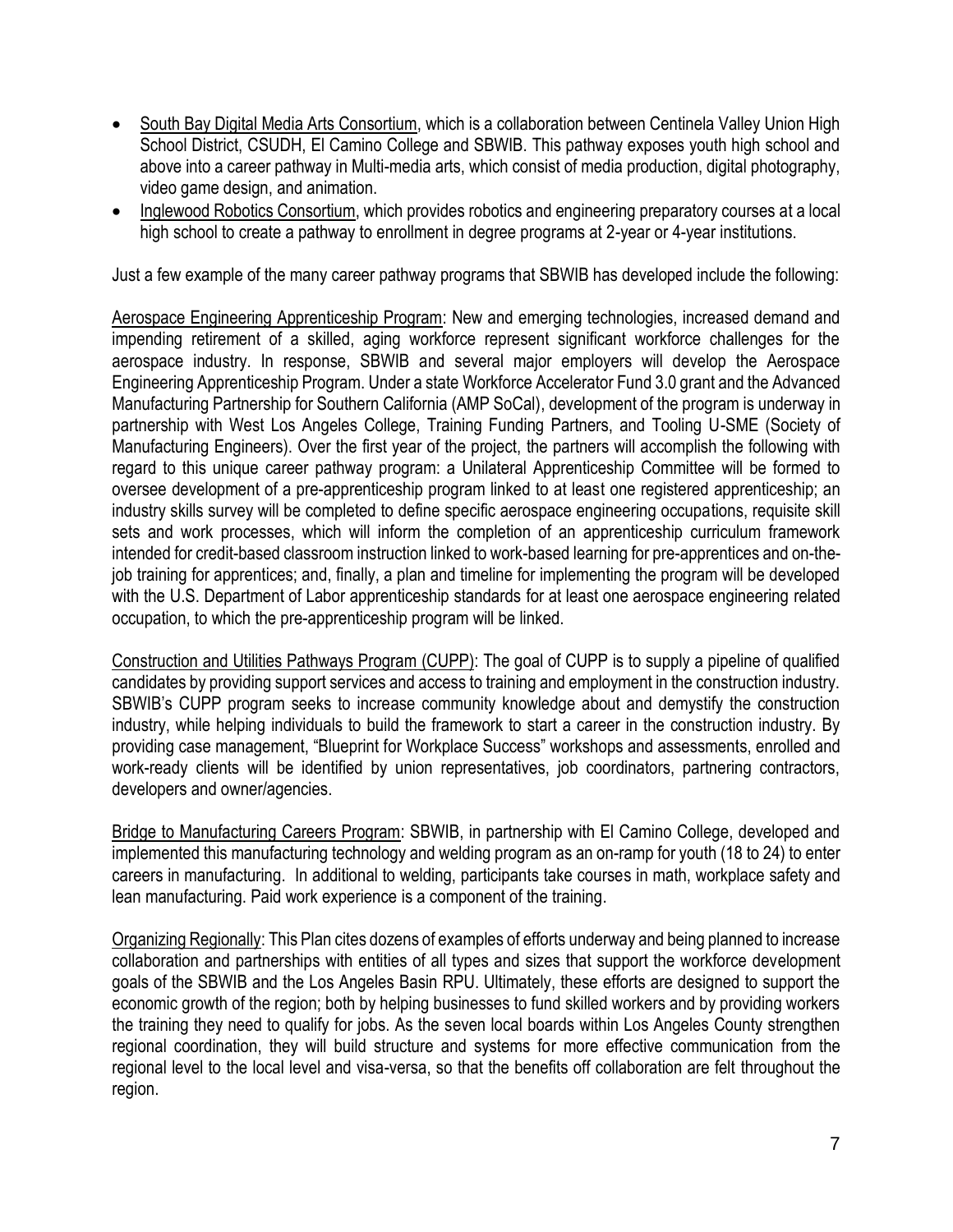- South Bay Digital Media Arts Consortium, which is a collaboration between Centinela Valley Union High School District, CSUDH, El Camino College and SBWIB. This pathway exposes youth high school and above into a career pathway in Multi-media arts, which consist of media production, digital photography, video game design, and animation.
- Inglewood Robotics Consortium, which provides robotics and engineering preparatory courses at a local high school to create a pathway to enrollment in degree programs at 2-year or 4-year institutions.

Just a few example of the many career pathway programs that SBWIB has developed include the following:

Aerospace Engineering Apprenticeship Program: New and emerging technologies, increased demand and impending retirement of a skilled, aging workforce represent significant workforce challenges for the aerospace industry. In response, SBWIB and several major employers will develop the Aerospace Engineering Apprenticeship Program. Under a state Workforce Accelerator Fund 3.0 grant and the Advanced Manufacturing Partnership for Southern California (AMP SoCal), development of the program is underway in partnership with West Los Angeles College, Training Funding Partners, and Tooling U-SME (Society of Manufacturing Engineers). Over the first year of the project, the partners will accomplish the following with regard to this unique career pathway program: a Unilateral Apprenticeship Committee will be formed to oversee development of a pre-apprenticeship program linked to at least one registered apprenticeship; an industry skills survey will be completed to define specific aerospace engineering occupations, requisite skill sets and work processes, which will inform the completion of an apprenticeship curriculum framework intended for credit-based classroom instruction linked to work-based learning for pre-apprentices and on-the-job training for apprentices; and, finally, a plan and timeline for implementing the program will be developed with the U.S. Department of Labor apprenticeship standards for at least one aerospace engineering related occupation, to which the pre-apprenticeship program will be linked.

Construction and Utilities Pathways Program (CUPP): The goal of CUPP is to supply a pipeline of qualified candidates by providing support services and access to training and employment in the construction industry. SBWIB's CUPP program seeks to increase community knowledge about and demystify the construction industry, while helping individuals to build the framework to start a career in the construction industry. By providing case management, "Blueprint for Workplace Success" workshops and assessments, enrolled and work-ready clients will be identified by union representatives, job coordinators, partnering contractors, developers and owner/agencies.

Bridge to Manufacturing Careers Program: SBWIB, in partnership with El Camino College, developed and implemented this manufacturing technology and welding program as an on-ramp for youth (18 to 24) to enter careers in manufacturing. In additional to welding, participants take courses in math, workplace safety and lean manufacturing. Paid work experience is a component of the training.

Organizing Regionally: This Plan cites dozens of examples of efforts underway and being planned to increase collaboration and partnerships with entities of all types and sizes that support the workforce development goals of the SBWIB and the Los Angeles Basin RPU. Ultimately, these efforts are designed to support the economic growth of the region; both by helping businesses to fund skilled workers and by providing workers the training they need to qualify for jobs. As the seven local boards within Los Angeles County strengthen regional coordination, they will build structure and systems for more effective communication from the regional level to the local level and visa-versa, so that the benefits off collaboration are felt throughout the region.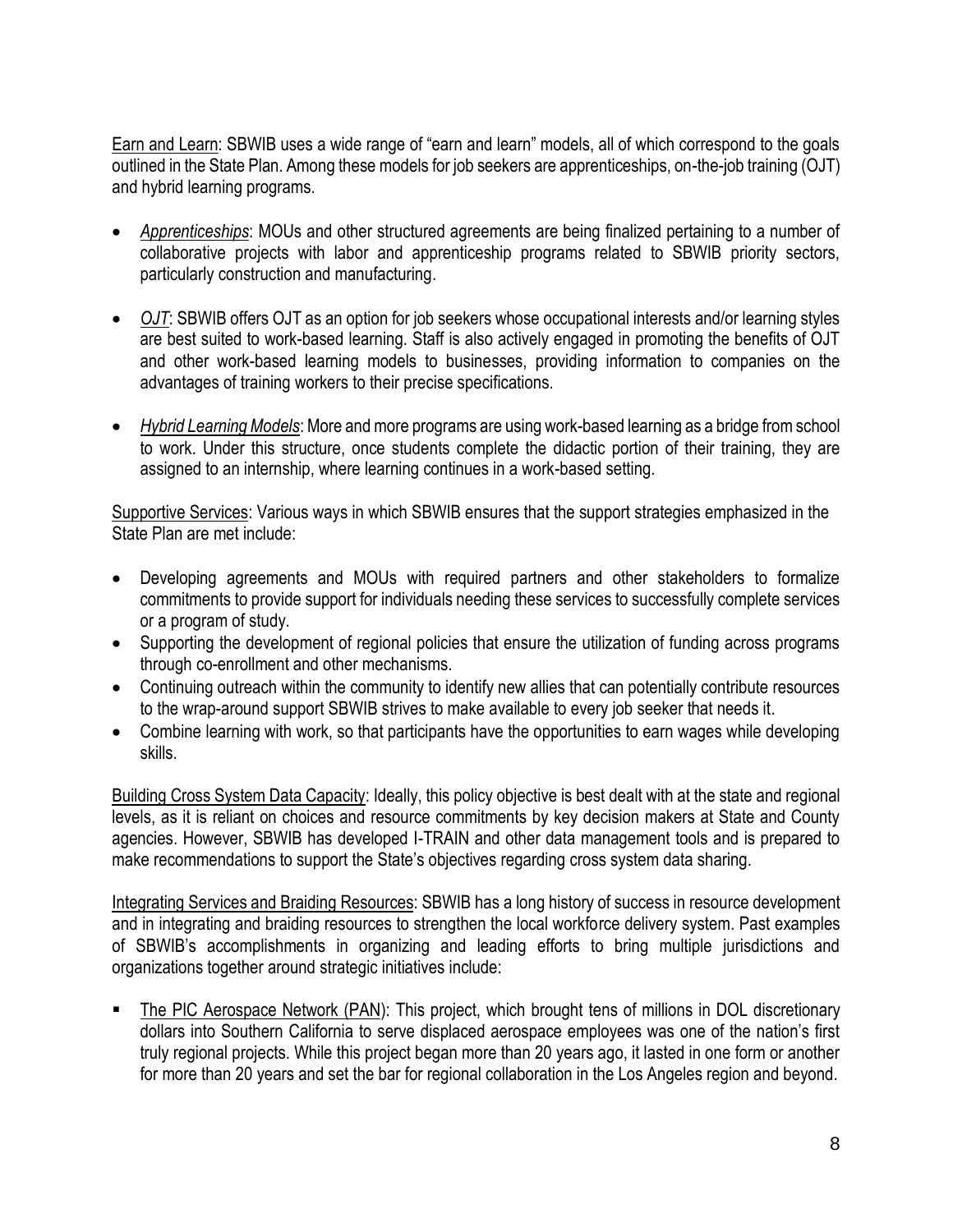<u>Earn and Learn</u>: SBWIB uses a wide range of "earn and learn" models, all of which correspond to the goals outlined in the State Plan. Among these models for job seekers are apprenticeships, on-the-job training (OJT) and hybrid learning programs.

- *<u>Apprenticeships</u>*: MOUs and other structured agreements are being finalized pertaining to a number of collaborative projects with labor and apprenticeship programs related to SBWIB priority sectors, particularly construction and manufacturing.

- *<u>OJT</u>*: SBWIB offers OJT as an option for job seekers whose occupational interests and/or learning styles are best suited to work-based learning. Staff is also actively engaged in promoting the benefits of OJT and other work-based learning models to businesses, providing information to companies on the advantages of training workers to their precise specifications.

- *<u>Hybrid Learning Models</u>*: More and more programs are using work-based learning as a bridge from school to work. Under this structure, once students complete the didactic portion of their training, they are assigned to an internship, where learning continues in a work-based setting.

<u>Supportive Services</u>: Various ways in which SBWIB ensures that the support strategies emphasized in the State Plan are met include:

- Developing agreements and MOUs with required partners and other stakeholders to formalize commitments to provide support for individuals needing these services to successfully complete services or a program of study.
- Supporting the development of regional policies that ensure the utilization of funding across programs through co-enrollment and other mechanisms.
- Continuing outreach within the community to identify new allies that can potentially contribute resources to the wrap-around support SBWIB strives to make available to every job seeker that needs it.
- Combine learning with work, so that participants have the opportunities to earn wages while developing skills.

<u>Building Cross System Data Capacity</u>: Ideally, this policy objective is best dealt with at the state and regional levels, as it is reliant on choices and resource commitments by key decision makers at State and County agencies. However, SBWIB has developed I-TRAIN and other data management tools and is prepared to make recommendations to support the State's objectives regarding cross system data sharing.

<u>Integrating Services and Braiding Resources</u>: SBWIB has a long history of success in resource development and in integrating and braiding resources to strengthen the local workforce delivery system. Past examples of SBWIB's accomplishments in organizing and leading efforts to bring multiple jurisdictions and organizations together around strategic initiatives include:

- <u>The PIC Aerospace Network (PAN)</u>: This project, which brought tens of millions in DOL discretionary dollars into Southern California to serve displaced aerospace employees was one of the nation's first truly regional projects. While this project began more than 20 years ago, it lasted in one form or another for more than 20 years and set the bar for regional collaboration in the Los Angeles region and beyond.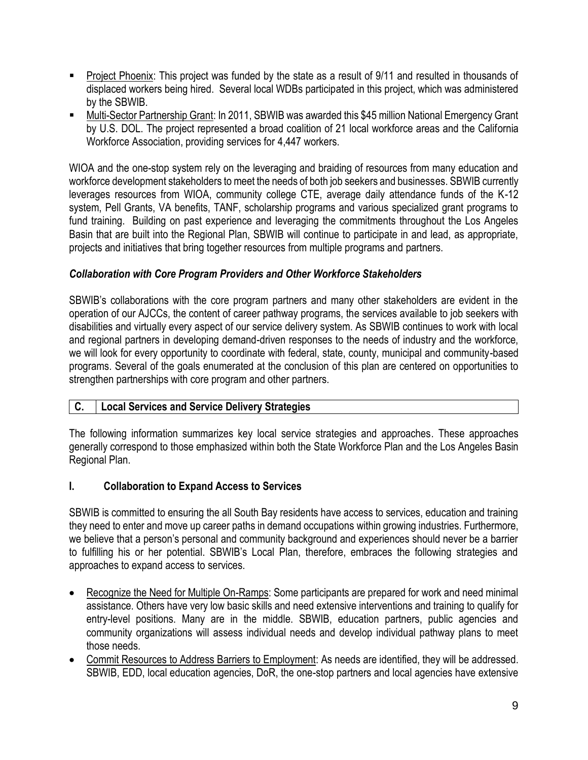- Project Phoenix: This project was funded by the state as a result of 9/11 and resulted in thousands of displaced workers being hired. Several local WDBs participated in this project, which was administered by the SBWIB.
- Multi-Sector Partnership Grant: In 2011, SBWIB was awarded this $45 million National Emergency Grant by U.S. DOL. The project represented a broad coalition of 21 local workforce areas and the California Workforce Association, providing services for 4,447 workers.

WIOA and the one-stop system rely on the leveraging and braiding of resources from many education and workforce development stakeholders to meet the needs of both job seekers and businesses. SBWIB currently leverages resources from WIOA, community college CTE, average daily attendance funds of the K-12 system, Pell Grants, VA benefits, TANF, scholarship programs and various specialized grant programs to fund training. Building on past experience and leveraging the commitments throughout the Los Angeles Basin that are built into the Regional Plan, SBWIB will continue to participate in and lead, as appropriate, projects and initiatives that bring together resources from multiple programs and partners.

### *Collaboration with Core Program Providers and Other Workforce Stakeholders*

SBWIB's collaborations with the core program partners and many other stakeholders are evident in the operation of our AJCCs, the content of career pathway programs, the services available to job seekers with disabilities and virtually every aspect of our service delivery system. As SBWIB continues to work with local and regional partners in developing demand-driven responses to the needs of industry and the workforce, we will look for every opportunity to coordinate with federal, state, county, municipal and community-based programs. Several of the goals enumerated at the conclusion of this plan are centered on opportunities to strengthen partnerships with core program and other partners.

## C. Local Services and Service Delivery Strategies

The following information summarizes key local service strategies and approaches. These approaches generally correspond to those emphasized within both the State Workforce Plan and the Los Angeles Basin Regional Plan.

### I. Collaboration to Expand Access to Services

SBWIB is committed to ensuring the all South Bay residents have access to services, education and training they need to enter and move up career paths in demand occupations within growing industries. Furthermore, we believe that a person's personal and community background and experiences should never be a barrier to fulfilling his or her potential. SBWIB's Local Plan, therefore, embraces the following strategies and approaches to expand access to services.

- Recognize the Need for Multiple On-Ramps: Some participants are prepared for work and need minimal assistance. Others have very low basic skills and need extensive interventions and training to qualify for entry-level positions. Many are in the middle. SBWIB, education partners, public agencies and community organizations will assess individual needs and develop individual pathway plans to meet those needs.
- Commit Resources to Address Barriers to Employment: As needs are identified, they will be addressed. SBWIB, EDD, local education agencies, DoR, the one-stop partners and local agencies have extensive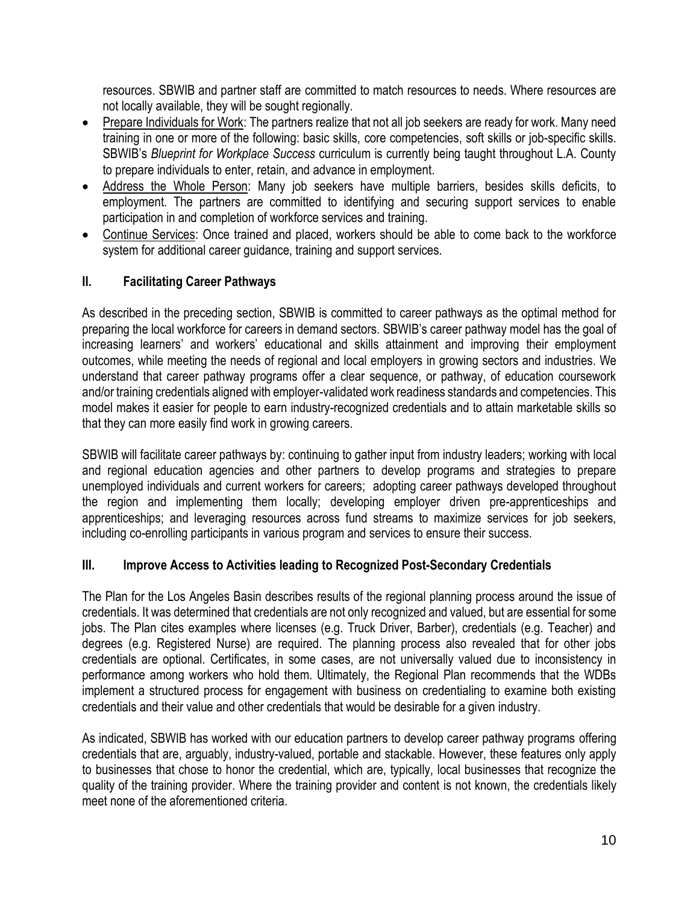resources. SBWIB and partner staff are committed to match resources to needs. Where resources are not locally available, they will be sought regionally.

- Prepare Individuals for Work: The partners realize that not all job seekers are ready for work. Many need training in one or more of the following: basic skills, core competencies, soft skills or job-specific skills. SBWIB's *Blueprint for Workplace Success* curriculum is currently being taught throughout L.A. County to prepare individuals to enter, retain, and advance in employment.
- Address the Whole Person: Many job seekers have multiple barriers, besides skills deficits, to employment. The partners are committed to identifying and securing support services to enable participation in and completion of workforce services and training.
- Continue Services: Once trained and placed, workers should be able to come back to the workforce system for additional career guidance, training and support services.

## II. Facilitating Career Pathways

As described in the preceding section, SBWIB is committed to career pathways as the optimal method for preparing the local workforce for careers in demand sectors. SBWIB's career pathway model has the goal of increasing learners' and workers' educational and skills attainment and improving their employment outcomes, while meeting the needs of regional and local employers in growing sectors and industries. We understand that career pathway programs offer a clear sequence, or pathway, of education coursework and/or training credentials aligned with employer-validated work readiness standards and competencies. This model makes it easier for people to earn industry-recognized credentials and to attain marketable skills so that they can more easily find work in growing careers.

SBWIB will facilitate career pathways by: continuing to gather input from industry leaders; working with local and regional education agencies and other partners to develop programs and strategies to prepare unemployed individuals and current workers for careers; adopting career pathways developed throughout the region and implementing them locally; developing employer driven pre-apprenticeships and apprenticeships; and leveraging resources across fund streams to maximize services for job seekers, including co-enrolling participants in various program and services to ensure their success.

## III. Improve Access to Activities leading to Recognized Post-Secondary Credentials

The Plan for the Los Angeles Basin describes results of the regional planning process around the issue of credentials. It was determined that credentials are not only recognized and valued, but are essential for some jobs. The Plan cites examples where licenses (e.g. Truck Driver, Barber), credentials (e.g. Teacher) and degrees (e.g. Registered Nurse) are required. The planning process also revealed that for other jobs credentials are optional. Certificates, in some cases, are not universally valued due to inconsistency in performance among workers who hold them. Ultimately, the Regional Plan recommends that the WDBs implement a structured process for engagement with business on credentialing to examine both existing credentials and their value and other credentials that would be desirable for a given industry.

As indicated, SBWIB has worked with our education partners to develop career pathway programs offering credentials that are, arguably, industry-valued, portable and stackable. However, these features only apply to businesses that chose to honor the credential, which are, typically, local businesses that recognize the quality of the training provider. Where the training provider and content is not known, the credentials likely meet none of the aforementioned criteria.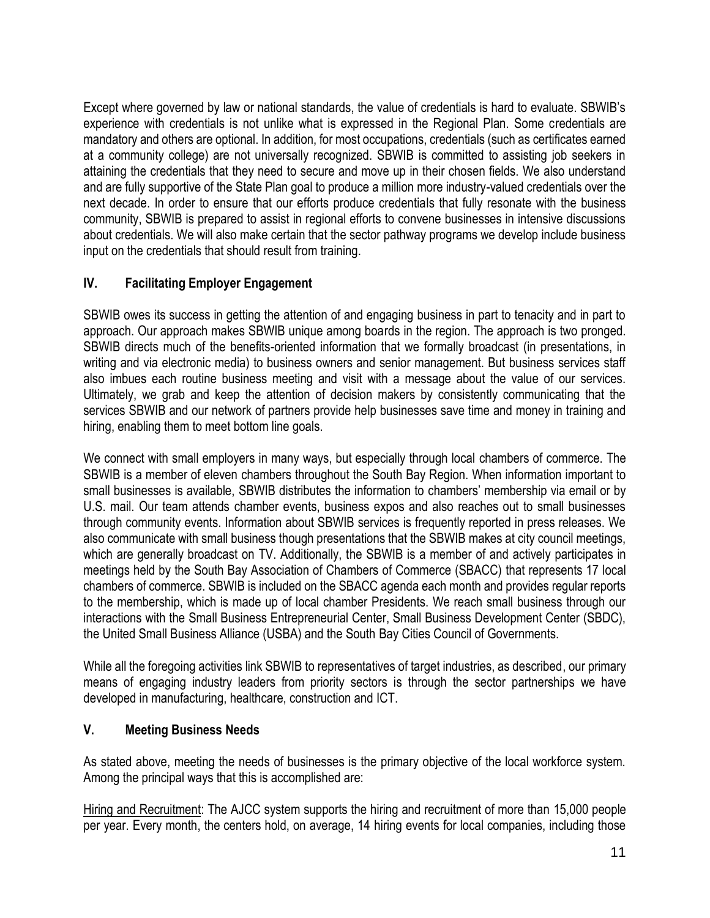Except where governed by law or national standards, the value of credentials is hard to evaluate. SBWIB's experience with credentials is not unlike what is expressed in the Regional Plan. Some credentials are mandatory and others are optional. In addition, for most occupations, credentials (such as certificates earned at a community college) are not universally recognized. SBWIB is committed to assisting job seekers in attaining the credentials that they need to secure and move up in their chosen fields. We also understand and are fully supportive of the State Plan goal to produce a million more industry-valued credentials over the next decade. In order to ensure that our efforts produce credentials that fully resonate with the business community, SBWIB is prepared to assist in regional efforts to convene businesses in intensive discussions about credentials. We will also make certain that the sector pathway programs we develop include business input on the credentials that should result from training.

## IV. Facilitating Employer Engagement

SBWIB owes its success in getting the attention of and engaging business in part to tenacity and in part to approach. Our approach makes SBWIB unique among boards in the region. The approach is two pronged. SBWIB directs much of the benefits-oriented information that we formally broadcast (in presentations, in writing and via electronic media) to business owners and senior management. But business services staff also imbues each routine business meeting and visit with a message about the value of our services. Ultimately, we grab and keep the attention of decision makers by consistently communicating that the services SBWIB and our network of partners provide help businesses save time and money in training and hiring, enabling them to meet bottom line goals.

We connect with small employers in many ways, but especially through local chambers of commerce. The SBWIB is a member of eleven chambers throughout the South Bay Region. When information important to small businesses is available, SBWIB distributes the information to chambers' membership via email or by U.S. mail. Our team attends chamber events, business expos and also reaches out to small businesses through community events. Information about SBWIB services is frequently reported in press releases. We also communicate with small business though presentations that the SBWIB makes at city council meetings, which are generally broadcast on TV. Additionally, the SBWIB is a member of and actively participates in meetings held by the South Bay Association of Chambers of Commerce (SBACC) that represents 17 local chambers of commerce. SBWIB is included on the SBACC agenda each month and provides regular reports to the membership, which is made up of local chamber Presidents. We reach small business through our interactions with the Small Business Entrepreneurial Center, Small Business Development Center (SBDC), the United Small Business Alliance (USBA) and the South Bay Cities Council of Governments.

While all the foregoing activities link SBWIB to representatives of target industries, as described, our primary means of engaging industry leaders from priority sectors is through the sector partnerships we have developed in manufacturing, healthcare, construction and ICT.

## V. Meeting Business Needs

As stated above, meeting the needs of businesses is the primary objective of the local workforce system. Among the principal ways that this is accomplished are:

<u>Hiring and Recruitment</u>: The AJCC system supports the hiring and recruitment of more than 15,000 people per year. Every month, the centers hold, on average, 14 hiring events for local companies, including those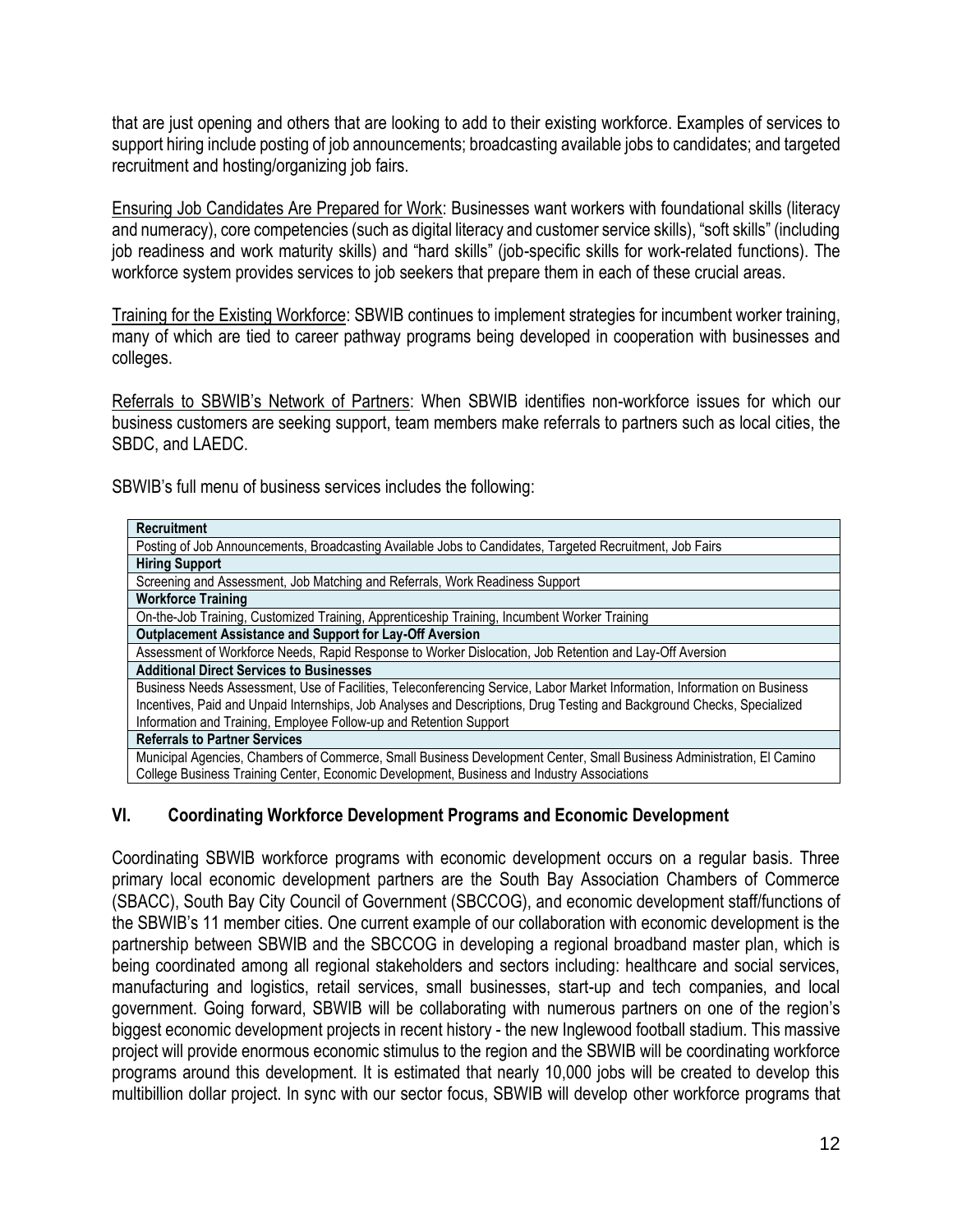that are just opening and others that are looking to add to their existing workforce. Examples of services to support hiring include posting of job announcements; broadcasting available jobs to candidates; and targeted recruitment and hosting/organizing job fairs.

Ensuring Job Candidates Are Prepared for Work: Businesses want workers with foundational skills (literacy and numeracy), core competencies (such as digital literacy and customer service skills), "soft skills" (including job readiness and work maturity skills) and "hard skills" (job-specific skills for work-related functions). The workforce system provides services to job seekers that prepare them in each of these crucial areas.

Training for the Existing Workforce: SBWIB continues to implement strategies for incumbent worker training, many of which are tied to career pathway programs being developed in cooperation with businesses and colleges.

Referrals to SBWIB's Network of Partners: When SBWIB identifies non-workforce issues for which our business customers are seeking support, team members make referrals to partners such as local cities, the SBDC, and LAEDC.

SBWIB's full menu of business services includes the following:

| **Recruitment** |
|---|
| Posting of Job Announcements, Broadcasting Available Jobs to Candidates, Targeted Recruitment, Job Fairs |
| **Hiring Support** |
| Screening and Assessment, Job Matching and Referrals, Work Readiness Support |
| **Workforce Training** |
| On-the-Job Training, Customized Training, Apprenticeship Training, Incumbent Worker Training |
| **Outplacement Assistance and Support for Lay-Off Aversion** |
| Assessment of Workforce Needs, Rapid Response to Worker Dislocation, Job Retention and Lay-Off Aversion |
| **Additional Direct Services to Businesses** |
| Business Needs Assessment, Use of Facilities, Teleconferencing Service, Labor Market Information, Information on Business Incentives, Paid and Unpaid Internships, Job Analyses and Descriptions, Drug Testing and Background Checks, Specialized Information and Training, Employee Follow-up and Retention Support |
| **Referrals to Partner Services** |
| Municipal Agencies, Chambers of Commerce, Small Business Development Center, Small Business Administration, El Camino College Business Training Center, Economic Development, Business and Industry Associations |

## VI. Coordinating Workforce Development Programs and Economic Development

Coordinating SBWIB workforce programs with economic development occurs on a regular basis. Three primary local economic development partners are the South Bay Association Chambers of Commerce (SBACC), South Bay City Council of Government (SBCCOG), and economic development staff/functions of the SBWIB's 11 member cities. One current example of our collaboration with economic development is the partnership between SBWIB and the SBCCOG in developing a regional broadband master plan, which is being coordinated among all regional stakeholders and sectors including: healthcare and social services, manufacturing and logistics, retail services, small businesses, start-up and tech companies, and local government. Going forward, SBWIB will be collaborating with numerous partners on one of the region's biggest economic development projects in recent history - the new Inglewood football stadium. This massive project will provide enormous economic stimulus to the region and the SBWIB will be coordinating workforce programs around this development. It is estimated that nearly 10,000 jobs will be created to develop this multibillion dollar project. In sync with our sector focus, SBWIB will develop other workforce programs that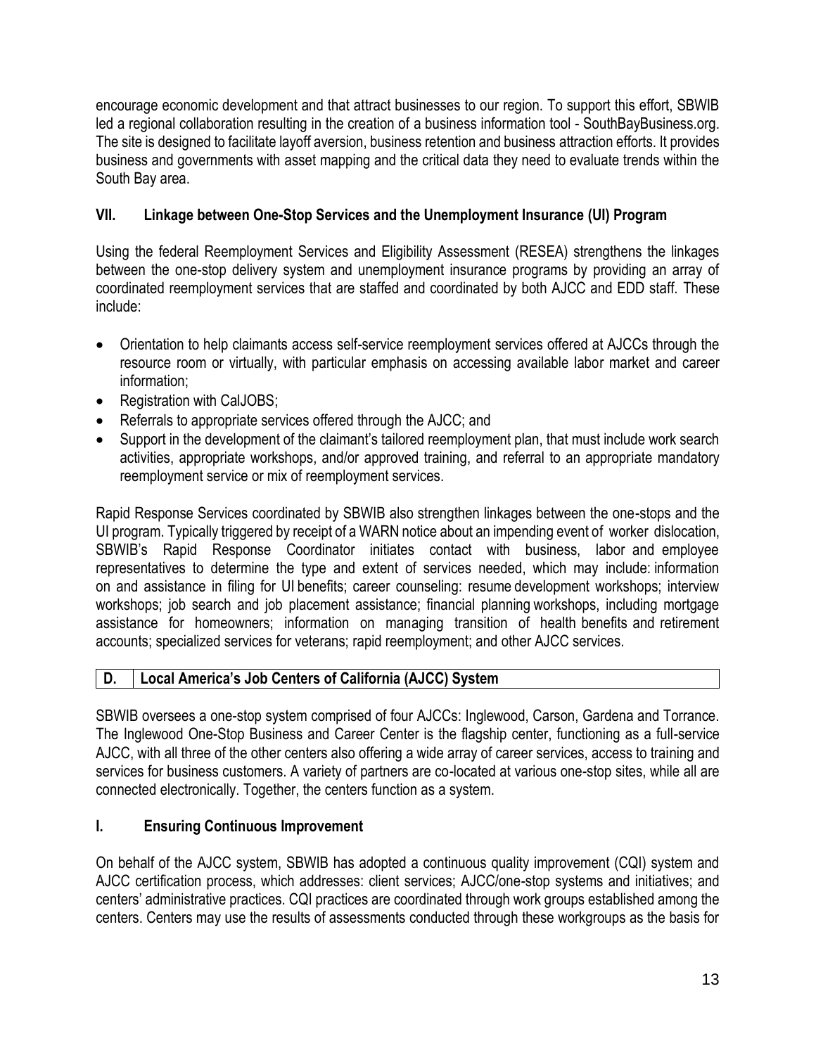encourage economic development and that attract businesses to our region. To support this effort, SBWIB led a regional collaboration resulting in the creation of a business information tool - SouthBayBusiness.org. The site is designed to facilitate layoff aversion, business retention and business attraction efforts. It provides business and governments with asset mapping and the critical data they need to evaluate trends within the South Bay area.

### VII. Linkage between One-Stop Services and the Unemployment Insurance (UI) Program

Using the federal Reemployment Services and Eligibility Assessment (RESEA) strengthens the linkages between the one-stop delivery system and unemployment insurance programs by providing an array of coordinated reemployment services that are staffed and coordinated by both AJCC and EDD staff. These include:

- Orientation to help claimants access self-service reemployment services offered at AJCCs through the resource room or virtually, with particular emphasis on accessing available labor market and career information;
- Registration with CalJOBS;
- Referrals to appropriate services offered through the AJCC; and
- Support in the development of the claimant's tailored reemployment plan, that must include work search activities, appropriate workshops, and/or approved training, and referral to an appropriate mandatory reemployment service or mix of reemployment services.

Rapid Response Services coordinated by SBWIB also strengthen linkages between the one-stops and the UI program. Typically triggered by receipt of a WARN notice about an impending event of worker dislocation, SBWIB's Rapid Response Coordinator initiates contact with business, labor and employee representatives to determine the type and extent of services needed, which may include: information on and assistance in filing for UI benefits; career counseling: resume development workshops; interview workshops; job search and job placement assistance; financial planning workshops, including mortgage assistance for homeowners; information on managing transition of health benefits and retirement accounts; specialized services for veterans; rapid reemployment; and other AJCC services.

## D. Local America's Job Centers of California (AJCC) System

SBWIB oversees a one-stop system comprised of four AJCCs: Inglewood, Carson, Gardena and Torrance. The Inglewood One-Stop Business and Career Center is the flagship center, functioning as a full-service AJCC, with all three of the other centers also offering a wide array of career services, access to training and services for business customers. A variety of partners are co-located at various one-stop sites, while all are connected electronically. Together, the centers function as a system.

### I. Ensuring Continuous Improvement

On behalf of the AJCC system, SBWIB has adopted a continuous quality improvement (CQI) system and AJCC certification process, which addresses: client services; AJCC/one-stop systems and initiatives; and centers' administrative practices. CQI practices are coordinated through work groups established among the centers. Centers may use the results of assessments conducted through these workgroups as the basis for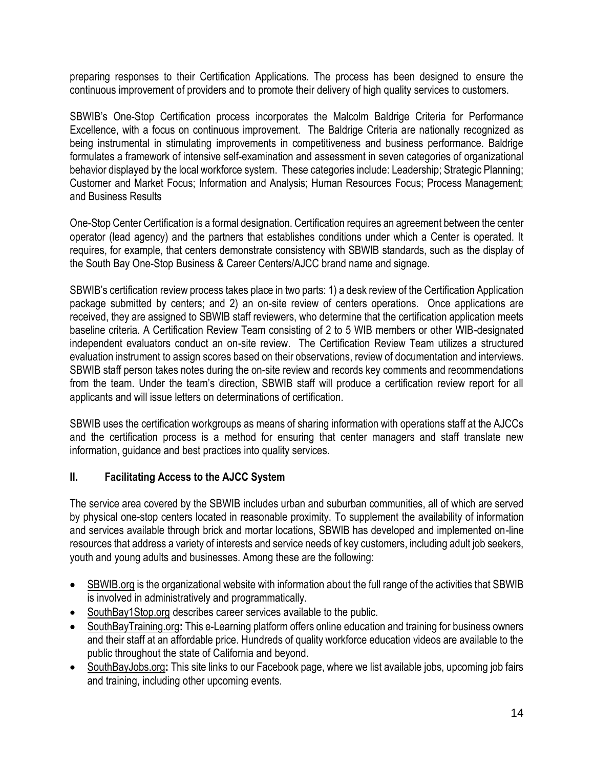preparing responses to their Certification Applications. The process has been designed to ensure the continuous improvement of providers and to promote their delivery of high quality services to customers.

SBWIB's One-Stop Certification process incorporates the Malcolm Baldrige Criteria for Performance Excellence, with a focus on continuous improvement. The Baldrige Criteria are nationally recognized as being instrumental in stimulating improvements in competitiveness and business performance. Baldrige formulates a framework of intensive self-examination and assessment in seven categories of organizational behavior displayed by the local workforce system. These categories include: Leadership; Strategic Planning; Customer and Market Focus; Information and Analysis; Human Resources Focus; Process Management; and Business Results

One-Stop Center Certification is a formal designation. Certification requires an agreement between the center operator (lead agency) and the partners that establishes conditions under which a Center is operated. It requires, for example, that centers demonstrate consistency with SBWIB standards, such as the display of the South Bay One-Stop Business & Career Centers/AJCC brand name and signage.

SBWIB's certification review process takes place in two parts: 1) a desk review of the Certification Application package submitted by centers; and 2) an on-site review of centers operations. Once applications are received, they are assigned to SBWIB staff reviewers, who determine that the certification application meets baseline criteria. A Certification Review Team consisting of 2 to 5 WIB members or other WIB-designated independent evaluators conduct an on-site review. The Certification Review Team utilizes a structured evaluation instrument to assign scores based on their observations, review of documentation and interviews. SBWIB staff person takes notes during the on-site review and records key comments and recommendations from the team. Under the team's direction, SBWIB staff will produce a certification review report for all applicants and will issue letters on determinations of certification.

SBWIB uses the certification workgroups as means of sharing information with operations staff at the AJCCs and the certification process is a method for ensuring that center managers and staff translate new information, guidance and best practices into quality services.

## II. Facilitating Access to the AJCC System

The service area covered by the SBWIB includes urban and suburban communities, all of which are served by physical one-stop centers located in reasonable proximity. To supplement the availability of information and services available through brick and mortar locations, SBWIB has developed and implemented on-line resources that address a variety of interests and service needs of key customers, including adult job seekers, youth and young adults and businesses. Among these are the following:

- SBWIB.org is the organizational website with information about the full range of the activities that SBWIB is involved in administratively and programmatically.
- SouthBay1Stop.org describes career services available to the public.
- SouthBayTraining.org**:** This e-Learning platform offers online education and training for business owners and their staff at an affordable price. Hundreds of quality workforce education videos are available to the public throughout the state of California and beyond.
- SouthBayJobs.org**:** This site links to our Facebook page, where we list available jobs, upcoming job fairs and training, including other upcoming events.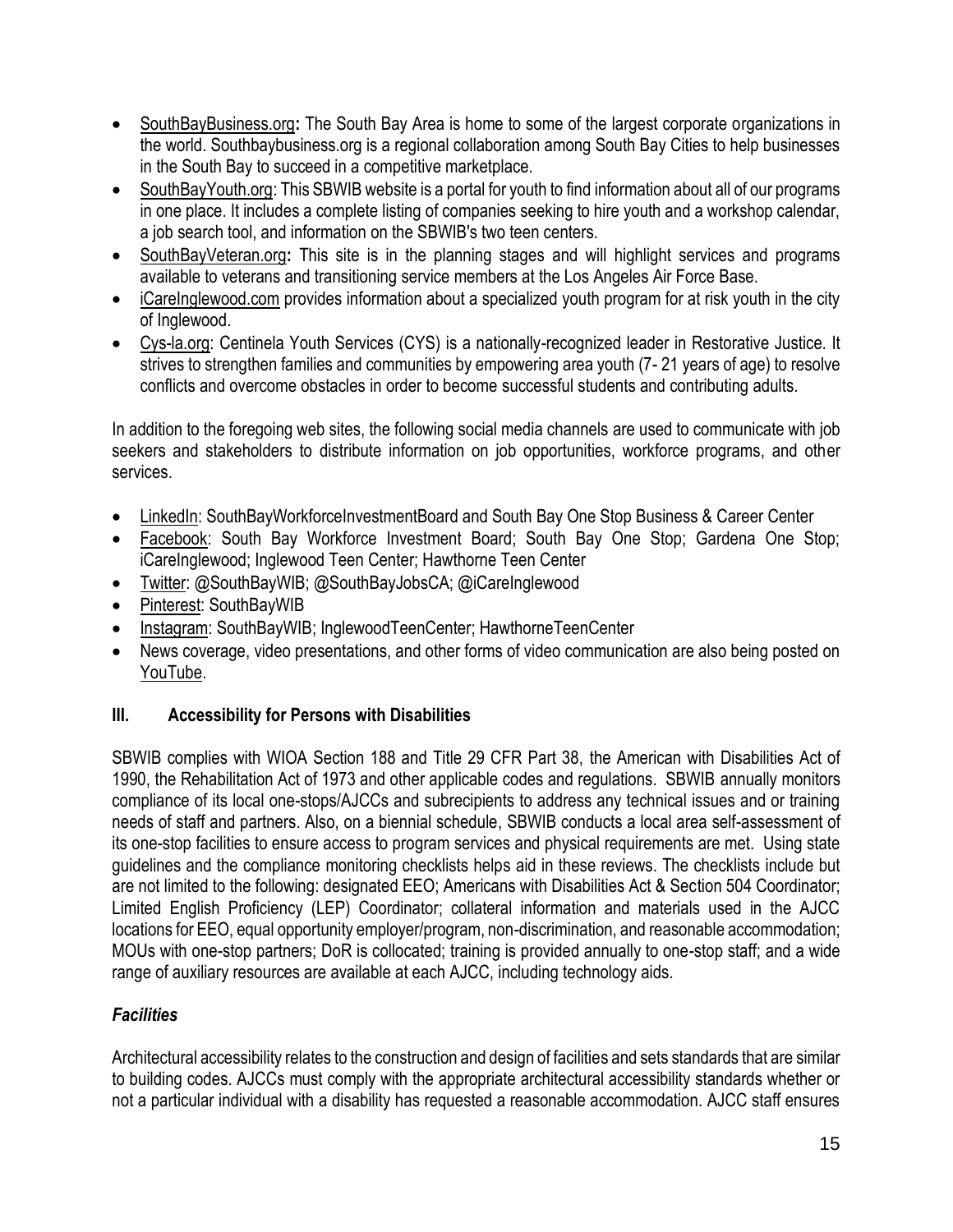- SouthBayBusiness.org**:** The South Bay Area is home to some of the largest corporate organizations in the world. Southbaybusiness.org is a regional collaboration among South Bay Cities to help businesses in the South Bay to succeed in a competitive marketplace.
- SouthBayYouth.org: This SBWIB website is a portal for youth to find information about all of our programs in one place. It includes a complete listing of companies seeking to hire youth and a workshop calendar, a job search tool, and information on the SBWIB's two teen centers.
- SouthBayVeteran.org**:** This site is in the planning stages and will highlight services and programs available to veterans and transitioning service members at the Los Angeles Air Force Base.
- iCareInglewood.com provides information about a specialized youth program for at risk youth in the city of Inglewood.
- Cys-la.org: Centinela Youth Services (CYS) is a nationally-recognized leader in Restorative Justice. It strives to strengthen families and communities by empowering area youth (7- 21 years of age) to resolve conflicts and overcome obstacles in order to become successful students and contributing adults.

In addition to the foregoing web sites, the following social media channels are used to communicate with job seekers and stakeholders to distribute information on job opportunities, workforce programs, and other services.

- LinkedIn: SouthBayWorkforceInvestmentBoard and South Bay One Stop Business & Career Center
- Facebook: South Bay Workforce Investment Board; South Bay One Stop; Gardena One Stop; iCareInglewood; Inglewood Teen Center; Hawthorne Teen Center
- Twitter: @SouthBayWIB; @SouthBayJobsCA; @iCareInglewood
- Pinterest: SouthBayWIB
- Instagram: SouthBayWIB; InglewoodTeenCenter; HawthorneTeenCenter
- News coverage, video presentations, and other forms of video communication are also being posted on YouTube.

## III. Accessibility for Persons with Disabilities

SBWIB complies with WIOA Section 188 and Title 29 CFR Part 38, the American with Disabilities Act of 1990, the Rehabilitation Act of 1973 and other applicable codes and regulations. SBWIB annually monitors compliance of its local one-stops/AJCCs and subrecipients to address any technical issues and or training needs of staff and partners. Also, on a biennial schedule, SBWIB conducts a local area self-assessment of its one-stop facilities to ensure access to program services and physical requirements are met. Using state guidelines and the compliance monitoring checklists helps aid in these reviews. The checklists include but are not limited to the following: designated EEO; Americans with Disabilities Act & Section 504 Coordinator; Limited English Proficiency (LEP) Coordinator; collateral information and materials used in the AJCC locations for EEO, equal opportunity employer/program, non-discrimination, and reasonable accommodation; MOUs with one-stop partners; DoR is collocated; training is provided annually to one-stop staff; and a wide range of auxiliary resources are available at each AJCC, including technology aids.

### *Facilities*

Architectural accessibility relates to the construction and design of facilities and sets standards that are similar to building codes. AJCCs must comply with the appropriate architectural accessibility standards whether or not a particular individual with a disability has requested a reasonable accommodation. AJCC staff ensures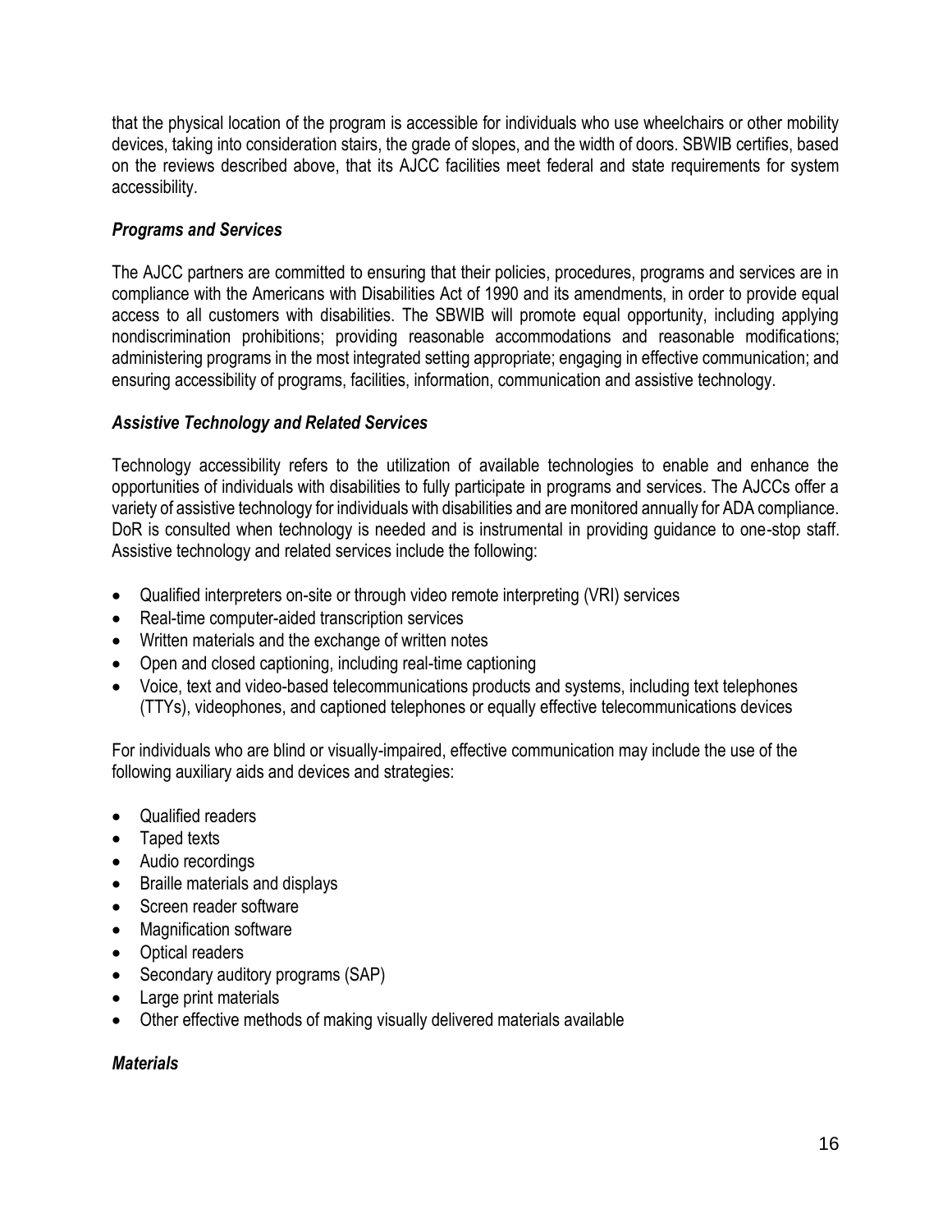that the physical location of the program is accessible for individuals who use wheelchairs or other mobility devices, taking into consideration stairs, the grade of slopes, and the width of doors. SBWIB certifies, based on the reviews described above, that its AJCC facilities meet federal and state requirements for system accessibility.

***Programs and Services***

The AJCC partners are committed to ensuring that their policies, procedures, programs and services are in compliance with the Americans with Disabilities Act of 1990 and its amendments, in order to provide equal access to all customers with disabilities. The SBWIB will promote equal opportunity, including applying nondiscrimination prohibitions; providing reasonable accommodations and reasonable modifications; administering programs in the most integrated setting appropriate; engaging in effective communication; and ensuring accessibility of programs, facilities, information, communication and assistive technology.

***Assistive Technology and Related Services***

Technology accessibility refers to the utilization of available technologies to enable and enhance the opportunities of individuals with disabilities to fully participate in programs and services. The AJCCs offer a variety of assistive technology for individuals with disabilities and are monitored annually for ADA compliance. DoR is consulted when technology is needed and is instrumental in providing guidance to one-stop staff. Assistive technology and related services include the following:

- Qualified interpreters on-site or through video remote interpreting (VRI) services
- Real-time computer-aided transcription services
- Written materials and the exchange of written notes
- Open and closed captioning, including real-time captioning
- Voice, text and video-based telecommunications products and systems, including text telephones (TTYs), videophones, and captioned telephones or equally effective telecommunications devices

For individuals who are blind or visually-impaired, effective communication may include the use of the following auxiliary aids and devices and strategies:

- Qualified readers
- Taped texts
- Audio recordings
- Braille materials and displays
- Screen reader software
- Magnification software
- Optical readers
- Secondary auditory programs (SAP)
- Large print materials
- Other effective methods of making visually delivered materials available

***Materials***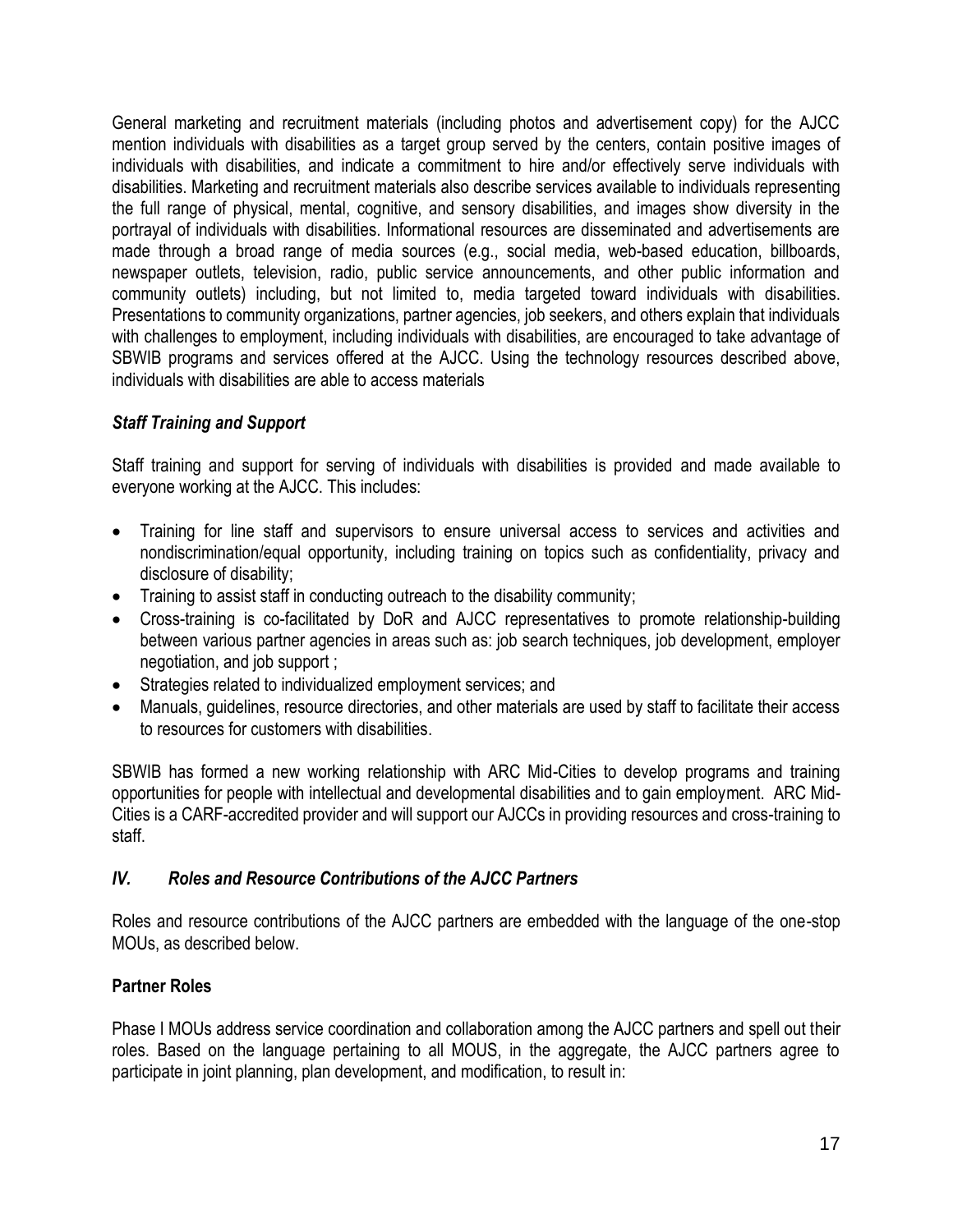General marketing and recruitment materials (including photos and advertisement copy) for the AJCC mention individuals with disabilities as a target group served by the centers, contain positive images of individuals with disabilities, and indicate a commitment to hire and/or effectively serve individuals with disabilities. Marketing and recruitment materials also describe services available to individuals representing the full range of physical, mental, cognitive, and sensory disabilities, and images show diversity in the portrayal of individuals with disabilities. Informational resources are disseminated and advertisements are made through a broad range of media sources (e.g., social media, web-based education, billboards, newspaper outlets, television, radio, public service announcements, and other public information and community outlets) including, but not limited to, media targeted toward individuals with disabilities. Presentations to community organizations, partner agencies, job seekers, and others explain that individuals with challenges to employment, including individuals with disabilities, are encouraged to take advantage of SBWIB programs and services offered at the AJCC. Using the technology resources described above, individuals with disabilities are able to access materials

### *Staff Training and Support*

Staff training and support for serving of individuals with disabilities is provided and made available to everyone working at the AJCC. This includes:

- Training for line staff and supervisors to ensure universal access to services and activities and nondiscrimination/equal opportunity, including training on topics such as confidentiality, privacy and disclosure of disability;
- Training to assist staff in conducting outreach to the disability community;
- Cross-training is co-facilitated by DoR and AJCC representatives to promote relationship-building between various partner agencies in areas such as: job search techniques, job development, employer negotiation, and job support ;
- Strategies related to individualized employment services; and
- Manuals, guidelines, resource directories, and other materials are used by staff to facilitate their access to resources for customers with disabilities.

SBWIB has formed a new working relationship with ARC Mid-Cities to develop programs and training opportunities for people with intellectual and developmental disabilities and to gain employment. ARC Mid-Cities is a CARF-accredited provider and will support our AJCCs in providing resources and cross-training to staff.

## *IV. Roles and Resource Contributions of the AJCC Partners*

Roles and resource contributions of the AJCC partners are embedded with the language of the one-stop MOUs, as described below.

### **Partner Roles**

Phase I MOUs address service coordination and collaboration among the AJCC partners and spell out their roles. Based on the language pertaining to all MOUS, in the aggregate, the AJCC partners agree to participate in joint planning, plan development, and modification, to result in: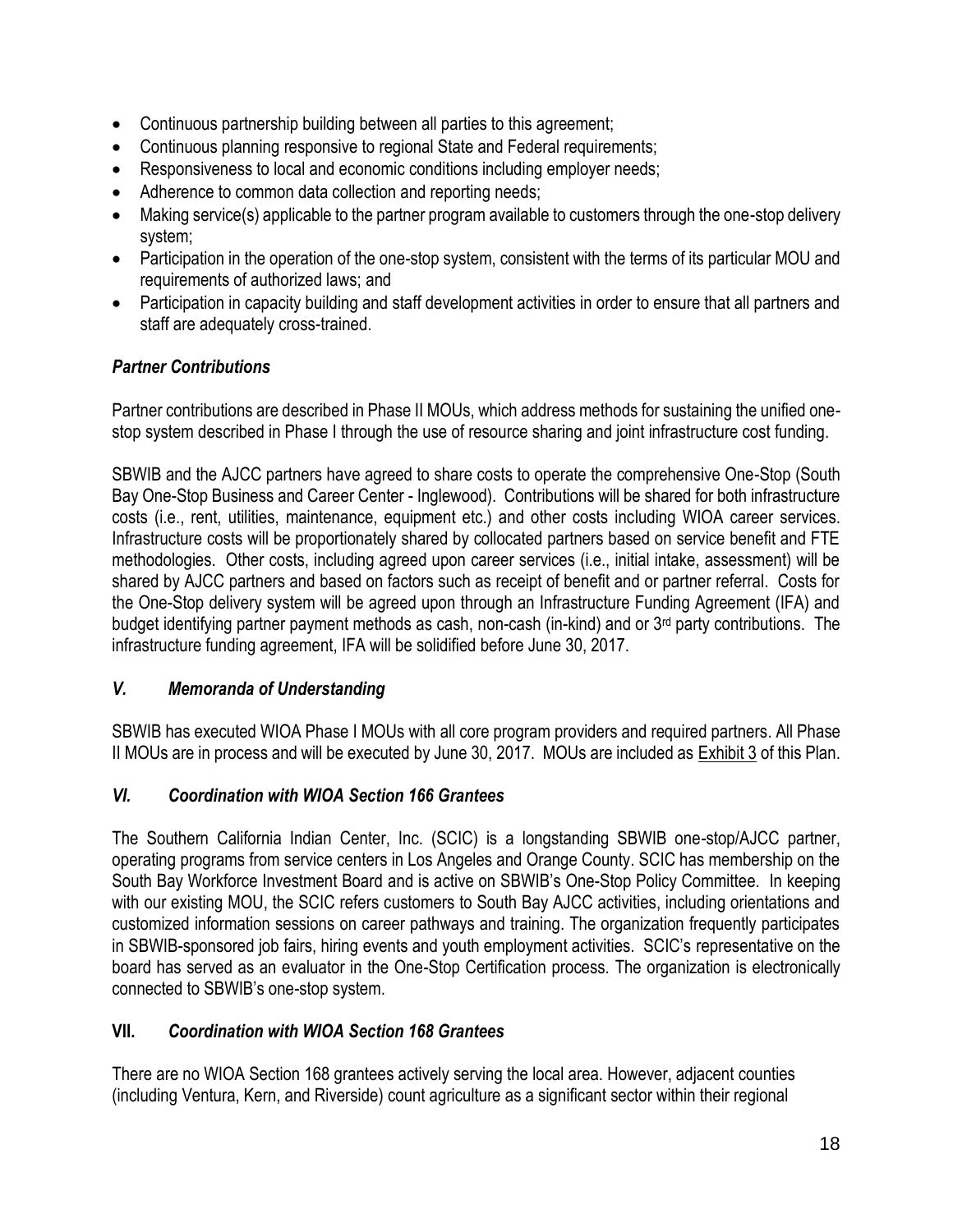- Continuous partnership building between all parties to this agreement;
- Continuous planning responsive to regional State and Federal requirements;
- Responsiveness to local and economic conditions including employer needs;
- Adherence to common data collection and reporting needs;
- Making service(s) applicable to the partner program available to customers through the one-stop delivery system;
- Participation in the operation of the one-stop system, consistent with the terms of its particular MOU and requirements of authorized laws; and
- Participation in capacity building and staff development activities in order to ensure that all partners and staff are adequately cross-trained.

### *Partner Contributions*

Partner contributions are described in Phase II MOUs, which address methods for sustaining the unified one-stop system described in Phase I through the use of resource sharing and joint infrastructure cost funding.

SBWIB and the AJCC partners have agreed to share costs to operate the comprehensive One-Stop (South Bay One-Stop Business and Career Center - Inglewood). Contributions will be shared for both infrastructure costs (i.e., rent, utilities, maintenance, equipment etc.) and other costs including WIOA career services. Infrastructure costs will be proportionately shared by collocated partners based on service benefit and FTE methodologies. Other costs, including agreed upon career services (i.e., initial intake, assessment) will be shared by AJCC partners and based on factors such as receipt of benefit and or partner referral. Costs for the One-Stop delivery system will be agreed upon through an Infrastructure Funding Agreement (IFA) and budget identifying partner payment methods as cash, non-cash (in-kind) and or 3rd party contributions. The infrastructure funding agreement, IFA will be solidified before June 30, 2017.

## *V. Memoranda of Understanding*

SBWIB has executed WIOA Phase I MOUs with all core program providers and required partners. All Phase II MOUs are in process and will be executed by June 30, 2017. MOUs are included as Exhibit 3 of this Plan.

## *VI. Coordination with WIOA Section 166 Grantees*

The Southern California Indian Center, Inc. (SCIC) is a longstanding SBWIB one-stop/AJCC partner, operating programs from service centers in Los Angeles and Orange County. SCIC has membership on the South Bay Workforce Investment Board and is active on SBWIB's One-Stop Policy Committee. In keeping with our existing MOU, the SCIC refers customers to South Bay AJCC activities, including orientations and customized information sessions on career pathways and training. The organization frequently participates in SBWIB-sponsored job fairs, hiring events and youth employment activities. SCIC's representative on the board has served as an evaluator in the One-Stop Certification process. The organization is electronically connected to SBWIB's one-stop system.

## **VII.** *Coordination with WIOA Section 168 Grantees*

There are no WIOA Section 168 grantees actively serving the local area. However, adjacent counties (including Ventura, Kern, and Riverside) count agriculture as a significant sector within their regional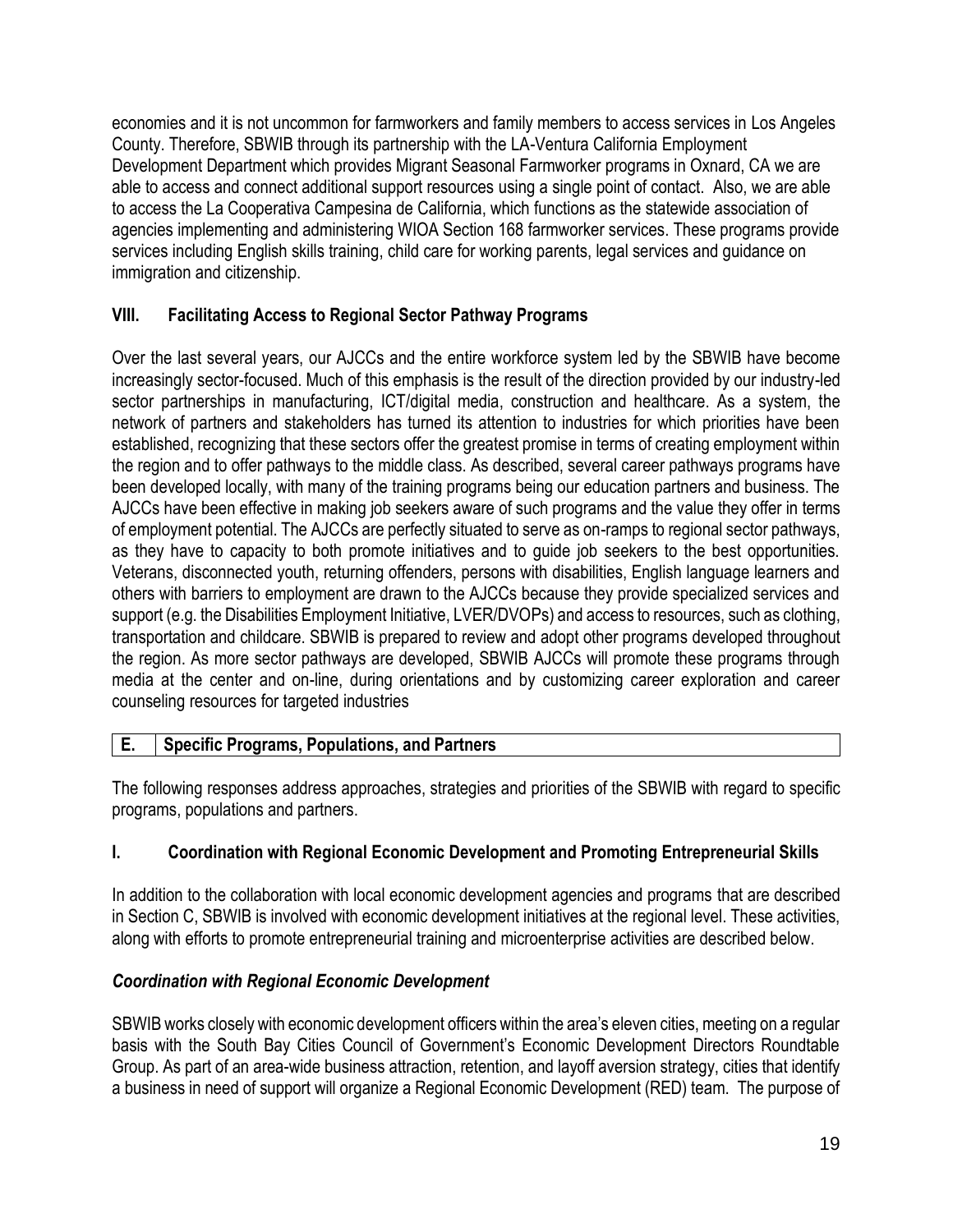economies and it is not uncommon for farmworkers and family members to access services in Los Angeles County. Therefore, SBWIB through its partnership with the LA-Ventura California Employment Development Department which provides Migrant Seasonal Farmworker programs in Oxnard, CA we are able to access and connect additional support resources using a single point of contact. Also, we are able to access the La Cooperativa Campesina de California, which functions as the statewide association of agencies implementing and administering WIOA Section 168 farmworker services. These programs provide services including English skills training, child care for working parents, legal services and guidance on immigration and citizenship.

### VIII. Facilitating Access to Regional Sector Pathway Programs

Over the last several years, our AJCCs and the entire workforce system led by the SBWIB have become increasingly sector-focused. Much of this emphasis is the result of the direction provided by our industry-led sector partnerships in manufacturing, ICT/digital media, construction and healthcare. As a system, the network of partners and stakeholders has turned its attention to industries for which priorities have been established, recognizing that these sectors offer the greatest promise in terms of creating employment within the region and to offer pathways to the middle class. As described, several career pathways programs have been developed locally, with many of the training programs being our education partners and business. The AJCCs have been effective in making job seekers aware of such programs and the value they offer in terms of employment potential. The AJCCs are perfectly situated to serve as on-ramps to regional sector pathways, as they have to capacity to both promote initiatives and to guide job seekers to the best opportunities. Veterans, disconnected youth, returning offenders, persons with disabilities, English language learners and others with barriers to employment are drawn to the AJCCs because they provide specialized services and support (e.g. the Disabilities Employment Initiative, LVER/DVOPs) and access to resources, such as clothing, transportation and childcare. SBWIB is prepared to review and adopt other programs developed throughout the region. As more sector pathways are developed, SBWIB AJCCs will promote these programs through media at the center and on-line, during orientations and by customizing career exploration and career counseling resources for targeted industries

## E. Specific Programs, Populations, and Partners

The following responses address approaches, strategies and priorities of the SBWIB with regard to specific programs, populations and partners.

### I. Coordination with Regional Economic Development and Promoting Entrepreneurial Skills

In addition to the collaboration with local economic development agencies and programs that are described in Section C, SBWIB is involved with economic development initiatives at the regional level. These activities, along with efforts to promote entrepreneurial training and microenterprise activities are described below.

***Coordination with Regional Economic Development***

SBWIB works closely with economic development officers within the area's eleven cities, meeting on a regular basis with the South Bay Cities Council of Government's Economic Development Directors Roundtable Group. As part of an area-wide business attraction, retention, and layoff aversion strategy, cities that identify a business in need of support will organize a Regional Economic Development (RED) team. The purpose of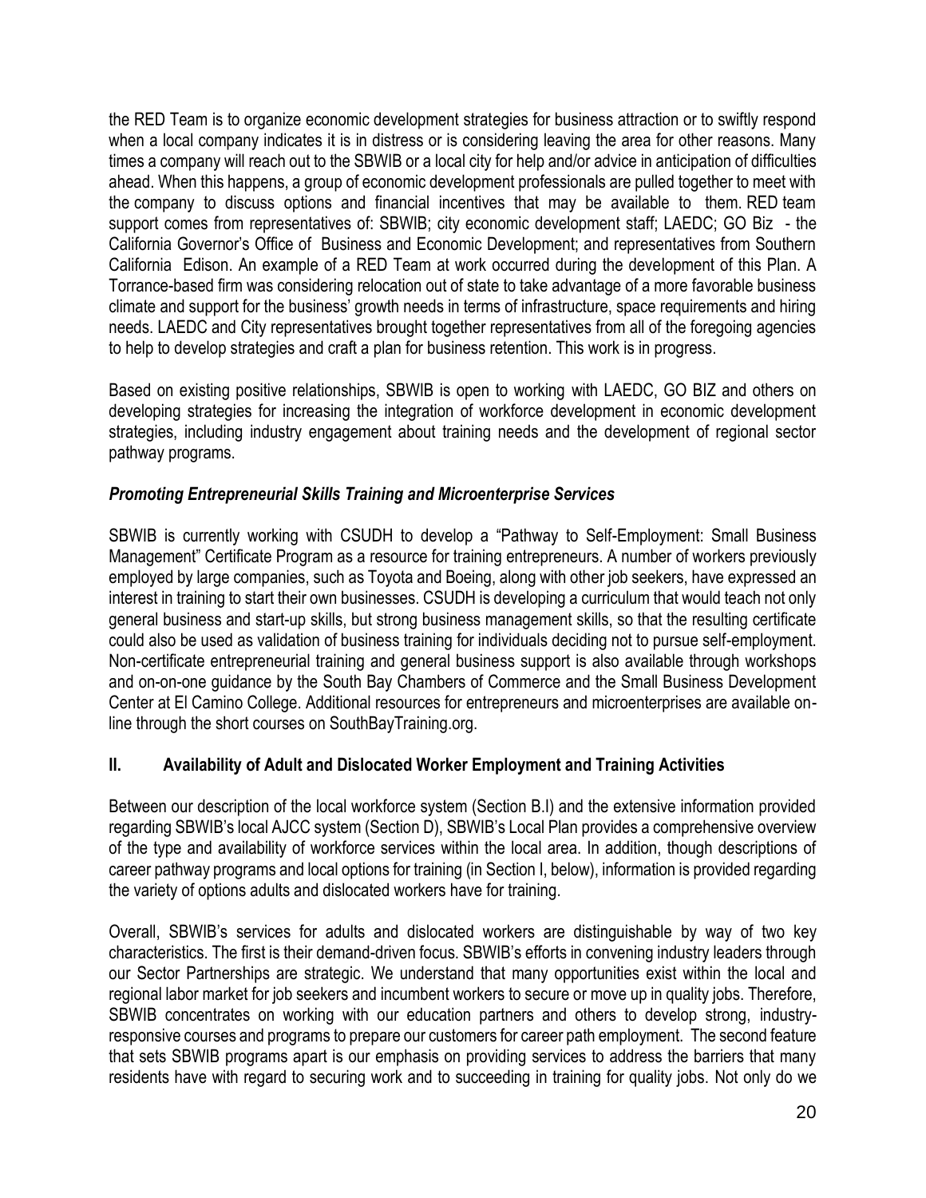the RED Team is to organize economic development strategies for business attraction or to swiftly respond when a local company indicates it is in distress or is considering leaving the area for other reasons. Many times a company will reach out to the SBWIB or a local city for help and/or advice in anticipation of difficulties ahead. When this happens, a group of economic development professionals are pulled together to meet with the company to discuss options and financial incentives that may be available to them. RED team support comes from representatives of: SBWIB; city economic development staff; LAEDC; GO Biz - the California Governor's Office of Business and Economic Development; and representatives from Southern California Edison. An example of a RED Team at work occurred during the development of this Plan. A Torrance-based firm was considering relocation out of state to take advantage of a more favorable business climate and support for the business' growth needs in terms of infrastructure, space requirements and hiring needs. LAEDC and City representatives brought together representatives from all of the foregoing agencies to help to develop strategies and craft a plan for business retention. This work is in progress.

Based on existing positive relationships, SBWIB is open to working with LAEDC, GO BIZ and others on developing strategies for increasing the integration of workforce development in economic development strategies, including industry engagement about training needs and the development of regional sector pathway programs.

### *Promoting Entrepreneurial Skills Training and Microenterprise Services*

SBWIB is currently working with CSUDH to develop a "Pathway to Self-Employment: Small Business Management" Certificate Program as a resource for training entrepreneurs. A number of workers previously employed by large companies, such as Toyota and Boeing, along with other job seekers, have expressed an interest in training to start their own businesses. CSUDH is developing a curriculum that would teach not only general business and start-up skills, but strong business management skills, so that the resulting certificate could also be used as validation of business training for individuals deciding not to pursue self-employment. Non-certificate entrepreneurial training and general business support is also available through workshops and on-on-one guidance by the South Bay Chambers of Commerce and the Small Business Development Center at El Camino College. Additional resources for entrepreneurs and microenterprises are available on-line through the short courses on SouthBayTraining.org.

## II. Availability of Adult and Dislocated Worker Employment and Training Activities

Between our description of the local workforce system (Section B.I) and the extensive information provided regarding SBWIB's local AJCC system (Section D), SBWIB's Local Plan provides a comprehensive overview of the type and availability of workforce services within the local area. In addition, though descriptions of career pathway programs and local options for training (in Section I, below), information is provided regarding the variety of options adults and dislocated workers have for training.

Overall, SBWIB's services for adults and dislocated workers are distinguishable by way of two key characteristics. The first is their demand-driven focus. SBWIB's efforts in convening industry leaders through our Sector Partnerships are strategic. We understand that many opportunities exist within the local and regional labor market for job seekers and incumbent workers to secure or move up in quality jobs. Therefore, SBWIB concentrates on working with our education partners and others to develop strong, industry-responsive courses and programs to prepare our customers for career path employment. The second feature that sets SBWIB programs apart is our emphasis on providing services to address the barriers that many residents have with regard to securing work and to succeeding in training for quality jobs. Not only do we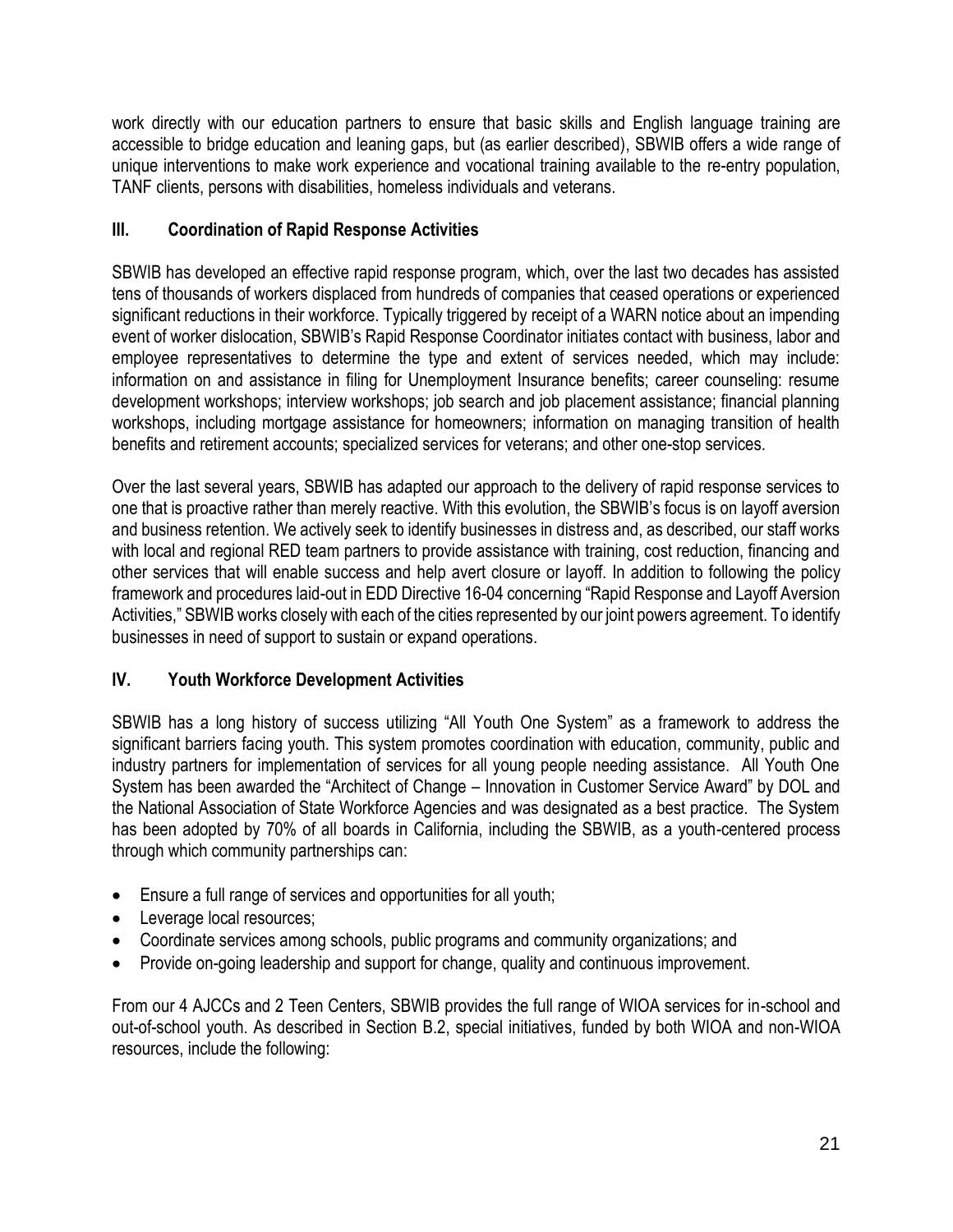work directly with our education partners to ensure that basic skills and English language training are accessible to bridge education and leaning gaps, but (as earlier described), SBWIB offers a wide range of unique interventions to make work experience and vocational training available to the re-entry population, TANF clients, persons with disabilities, homeless individuals and veterans.

## III. Coordination of Rapid Response Activities

SBWIB has developed an effective rapid response program, which, over the last two decades has assisted tens of thousands of workers displaced from hundreds of companies that ceased operations or experienced significant reductions in their workforce. Typically triggered by receipt of a WARN notice about an impending event of worker dislocation, SBWIB's Rapid Response Coordinator initiates contact with business, labor and employee representatives to determine the type and extent of services needed, which may include: information on and assistance in filing for Unemployment Insurance benefits; career counseling: resume development workshops; interview workshops; job search and job placement assistance; financial planning workshops, including mortgage assistance for homeowners; information on managing transition of health benefits and retirement accounts; specialized services for veterans; and other one-stop services.

Over the last several years, SBWIB has adapted our approach to the delivery of rapid response services to one that is proactive rather than merely reactive. With this evolution, the SBWIB's focus is on layoff aversion and business retention. We actively seek to identify businesses in distress and, as described, our staff works with local and regional RED team partners to provide assistance with training, cost reduction, financing and other services that will enable success and help avert closure or layoff. In addition to following the policy framework and procedures laid-out in EDD Directive 16-04 concerning "Rapid Response and Layoff Aversion Activities," SBWIB works closely with each of the cities represented by our joint powers agreement. To identify businesses in need of support to sustain or expand operations.

## IV. Youth Workforce Development Activities

SBWIB has a long history of success utilizing "All Youth One System" as a framework to address the significant barriers facing youth. This system promotes coordination with education, community, public and industry partners for implementation of services for all young people needing assistance. All Youth One System has been awarded the "Architect of Change – Innovation in Customer Service Award" by DOL and the National Association of State Workforce Agencies and was designated as a best practice. The System has been adopted by 70% of all boards in California, including the SBWIB, as a youth-centered process through which community partnerships can:

- Ensure a full range of services and opportunities for all youth;
- Leverage local resources;
- Coordinate services among schools, public programs and community organizations; and
- Provide on-going leadership and support for change, quality and continuous improvement.

From our 4 AJCCs and 2 Teen Centers, SBWIB provides the full range of WIOA services for in-school and out-of-school youth. As described in Section B.2, special initiatives, funded by both WIOA and non-WIOA resources, include the following: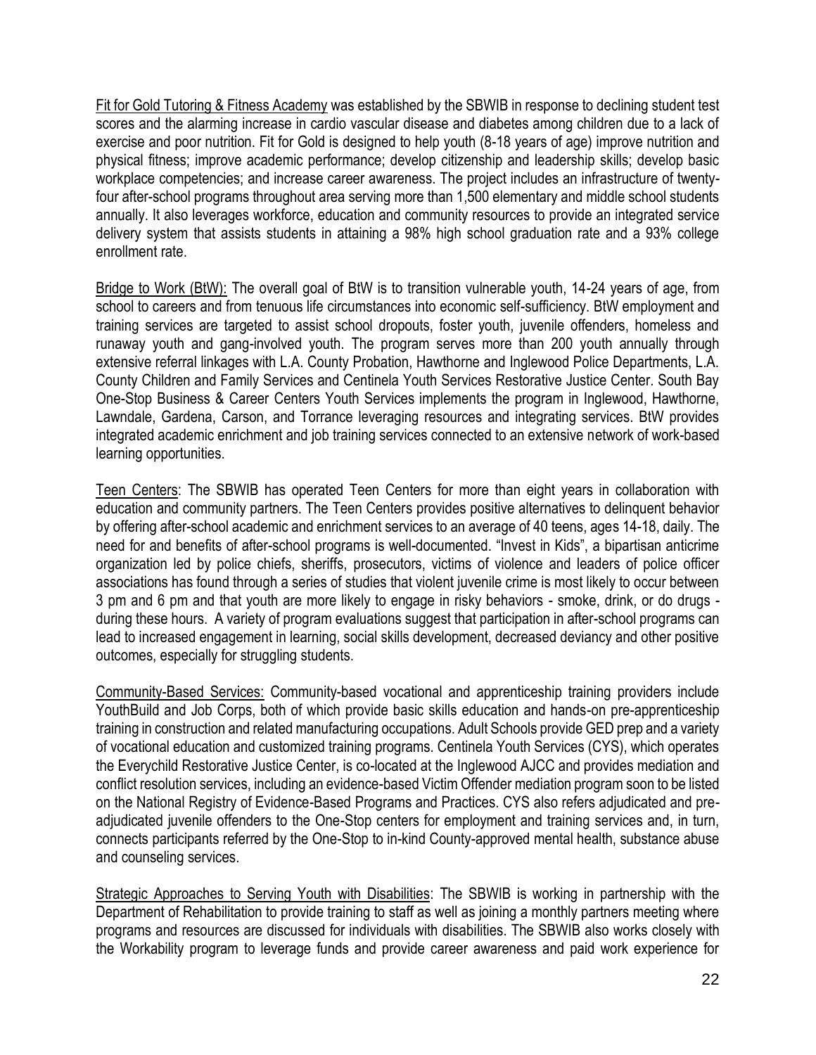Fit for Gold Tutoring & Fitness Academy was established by the SBWIB in response to declining student test scores and the alarming increase in cardio vascular disease and diabetes among children due to a lack of exercise and poor nutrition. Fit for Gold is designed to help youth (8-18 years of age) improve nutrition and physical fitness; improve academic performance; develop citizenship and leadership skills; develop basic workplace competencies; and increase career awareness. The project includes an infrastructure of twenty-four after-school programs throughout area serving more than 1,500 elementary and middle school students annually. It also leverages workforce, education and community resources to provide an integrated service delivery system that assists students in attaining a 98% high school graduation rate and a 93% college enrollment rate.

Bridge to Work (BtW): The overall goal of BtW is to transition vulnerable youth, 14-24 years of age, from school to careers and from tenuous life circumstances into economic self-sufficiency. BtW employment and training services are targeted to assist school dropouts, foster youth, juvenile offenders, homeless and runaway youth and gang-involved youth. The program serves more than 200 youth annually through extensive referral linkages with L.A. County Probation, Hawthorne and Inglewood Police Departments, L.A. County Children and Family Services and Centinela Youth Services Restorative Justice Center. South Bay One-Stop Business & Career Centers Youth Services implements the program in Inglewood, Hawthorne, Lawndale, Gardena, Carson, and Torrance leveraging resources and integrating services. BtW provides integrated academic enrichment and job training services connected to an extensive network of work-based learning opportunities.

Teen Centers: The SBWIB has operated Teen Centers for more than eight years in collaboration with education and community partners. The Teen Centers provides positive alternatives to delinquent behavior by offering after-school academic and enrichment services to an average of 40 teens, ages 14-18, daily. The need for and benefits of after-school programs is well-documented. "Invest in Kids", a bipartisan anticrime organization led by police chiefs, sheriffs, prosecutors, victims of violence and leaders of police officer associations has found through a series of studies that violent juvenile crime is most likely to occur between 3 pm and 6 pm and that youth are more likely to engage in risky behaviors - smoke, drink, or do drugs - during these hours. A variety of program evaluations suggest that participation in after-school programs can lead to increased engagement in learning, social skills development, decreased deviancy and other positive outcomes, especially for struggling students.

Community-Based Services: Community-based vocational and apprenticeship training providers include YouthBuild and Job Corps, both of which provide basic skills education and hands-on pre-apprenticeship training in construction and related manufacturing occupations. Adult Schools provide GED prep and a variety of vocational education and customized training programs. Centinela Youth Services (CYS), which operates the Everychild Restorative Justice Center, is co-located at the Inglewood AJCC and provides mediation and conflict resolution services, including an evidence-based Victim Offender mediation program soon to be listed on the National Registry of Evidence-Based Programs and Practices. CYS also refers adjudicated and pre-adjudicated juvenile offenders to the One-Stop centers for employment and training services and, in turn, connects participants referred by the One-Stop to in-kind County-approved mental health, substance abuse and counseling services.

Strategic Approaches to Serving Youth with Disabilities: The SBWIB is working in partnership with the Department of Rehabilitation to provide training to staff as well as joining a monthly partners meeting where programs and resources are discussed for individuals with disabilities. The SBWIB also works closely with the Workability program to leverage funds and provide career awareness and paid work experience for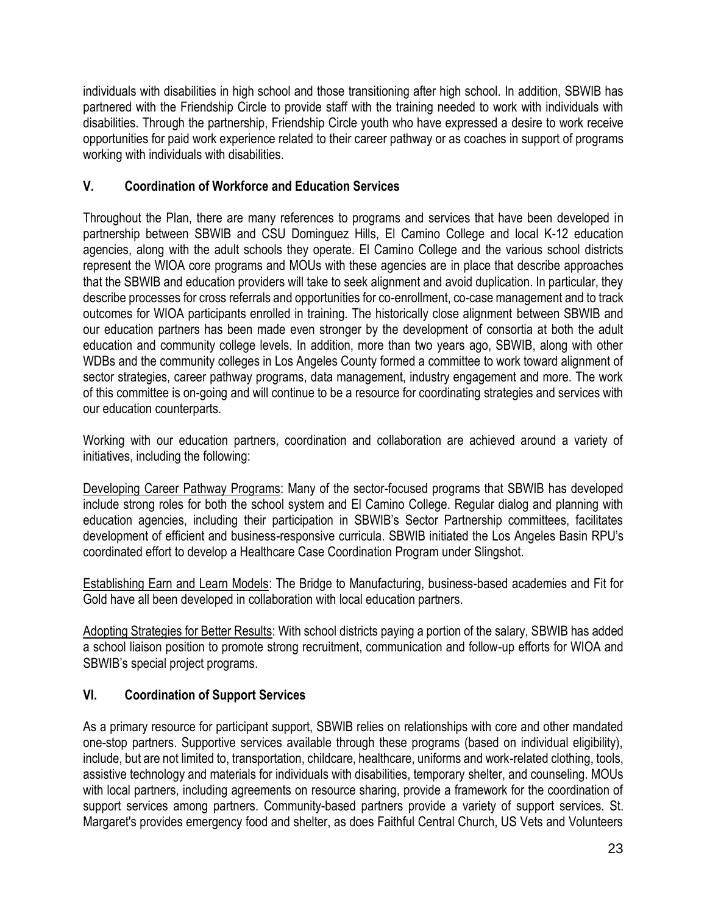individuals with disabilities in high school and those transitioning after high school. In addition, SBWIB has partnered with the Friendship Circle to provide staff with the training needed to work with individuals with disabilities. Through the partnership, Friendship Circle youth who have expressed a desire to work receive opportunities for paid work experience related to their career pathway or as coaches in support of programs working with individuals with disabilities.

## V. Coordination of Workforce and Education Services

Throughout the Plan, there are many references to programs and services that have been developed in partnership between SBWIB and CSU Dominguez Hills, El Camino College and local K-12 education agencies, along with the adult schools they operate. El Camino College and the various school districts represent the WIOA core programs and MOUs with these agencies are in place that describe approaches that the SBWIB and education providers will take to seek alignment and avoid duplication. In particular, they describe processes for cross referrals and opportunities for co-enrollment, co-case management and to track outcomes for WIOA participants enrolled in training. The historically close alignment between SBWIB and our education partners has been made even stronger by the development of consortia at both the adult education and community college levels. In addition, more than two years ago, SBWIB, along with other WDBs and the community colleges in Los Angeles County formed a committee to work toward alignment of sector strategies, career pathway programs, data management, industry engagement and more. The work of this committee is on-going and will continue to be a resource for coordinating strategies and services with our education counterparts.

Working with our education partners, coordination and collaboration are achieved around a variety of initiatives, including the following:

Developing Career Pathway Programs: Many of the sector-focused programs that SBWIB has developed include strong roles for both the school system and El Camino College. Regular dialog and planning with education agencies, including their participation in SBWIB's Sector Partnership committees, facilitates development of efficient and business-responsive curricula. SBWIB initiated the Los Angeles Basin RPU's coordinated effort to develop a Healthcare Case Coordination Program under Slingshot.

Establishing Earn and Learn Models: The Bridge to Manufacturing, business-based academies and Fit for Gold have all been developed in collaboration with local education partners.

Adopting Strategies for Better Results: With school districts paying a portion of the salary, SBWIB has added a school liaison position to promote strong recruitment, communication and follow-up efforts for WIOA and SBWIB's special project programs.

## VI. Coordination of Support Services

As a primary resource for participant support, SBWIB relies on relationships with core and other mandated one-stop partners. Supportive services available through these programs (based on individual eligibility), include, but are not limited to, transportation, childcare, healthcare, uniforms and work-related clothing, tools, assistive technology and materials for individuals with disabilities, temporary shelter, and counseling. MOUs with local partners, including agreements on resource sharing, provide a framework for the coordination of support services among partners. Community-based partners provide a variety of support services. St. Margaret's provides emergency food and shelter, as does Faithful Central Church, US Vets and Volunteers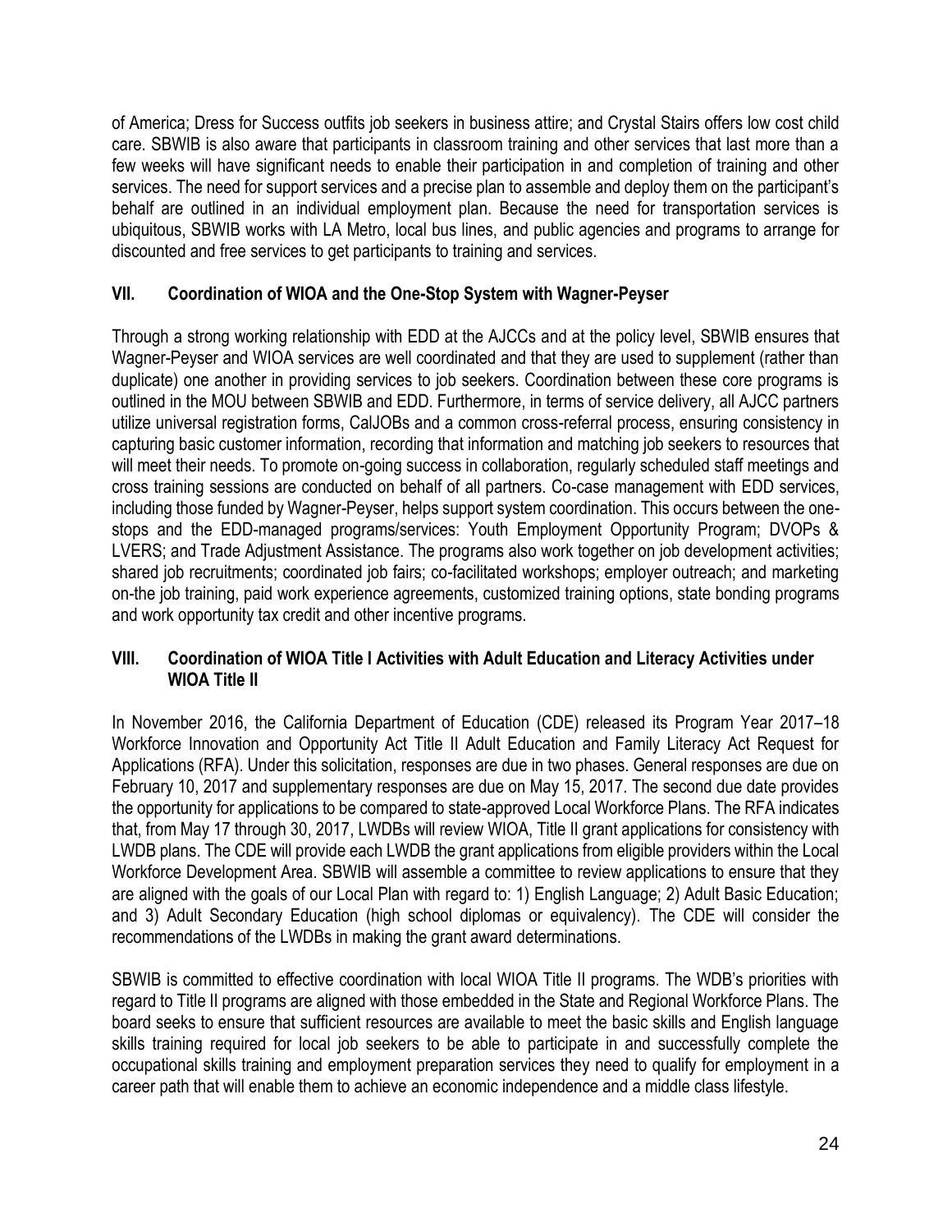of America; Dress for Success outfits job seekers in business attire; and Crystal Stairs offers low cost child care. SBWIB is also aware that participants in classroom training and other services that last more than a few weeks will have significant needs to enable their participation in and completion of training and other services. The need for support services and a precise plan to assemble and deploy them on the participant's behalf are outlined in an individual employment plan. Because the need for transportation services is ubiquitous, SBWIB works with LA Metro, local bus lines, and public agencies and programs to arrange for discounted and free services to get participants to training and services.

## VII. Coordination of WIOA and the One-Stop System with Wagner-Peyser

Through a strong working relationship with EDD at the AJCCs and at the policy level, SBWIB ensures that Wagner-Peyser and WIOA services are well coordinated and that they are used to supplement (rather than duplicate) one another in providing services to job seekers. Coordination between these core programs is outlined in the MOU between SBWIB and EDD. Furthermore, in terms of service delivery, all AJCC partners utilize universal registration forms, CalJOBs and a common cross-referral process, ensuring consistency in capturing basic customer information, recording that information and matching job seekers to resources that will meet their needs. To promote on-going success in collaboration, regularly scheduled staff meetings and cross training sessions are conducted on behalf of all partners. Co-case management with EDD services, including those funded by Wagner-Peyser, helps support system coordination. This occurs between the one-stops and the EDD-managed programs/services: Youth Employment Opportunity Program; DVOPs & LVERS; and Trade Adjustment Assistance. The programs also work together on job development activities; shared job recruitments; coordinated job fairs; co-facilitated workshops; employer outreach; and marketing on-the job training, paid work experience agreements, customized training options, state bonding programs and work opportunity tax credit and other incentive programs.

## VIII. Coordination of WIOA Title I Activities with Adult Education and Literacy Activities under WIOA Title II

In November 2016, the California Department of Education (CDE) released its Program Year 2017–18 Workforce Innovation and Opportunity Act Title II Adult Education and Family Literacy Act Request for Applications (RFA). Under this solicitation, responses are due in two phases. General responses are due on February 10, 2017 and supplementary responses are due on May 15, 2017. The second due date provides the opportunity for applications to be compared to state-approved Local Workforce Plans. The RFA indicates that, from May 17 through 30, 2017, LWDBs will review WIOA, Title II grant applications for consistency with LWDB plans. The CDE will provide each LWDB the grant applications from eligible providers within the Local Workforce Development Area. SBWIB will assemble a committee to review applications to ensure that they are aligned with the goals of our Local Plan with regard to: 1) English Language; 2) Adult Basic Education; and 3) Adult Secondary Education (high school diplomas or equivalency). The CDE will consider the recommendations of the LWDBs in making the grant award determinations.

SBWIB is committed to effective coordination with local WIOA Title II programs. The WDB's priorities with regard to Title II programs are aligned with those embedded in the State and Regional Workforce Plans. The board seeks to ensure that sufficient resources are available to meet the basic skills and English language skills training required for local job seekers to be able to participate in and successfully complete the occupational skills training and employment preparation services they need to qualify for employment in a career path that will enable them to achieve an economic independence and a middle class lifestyle.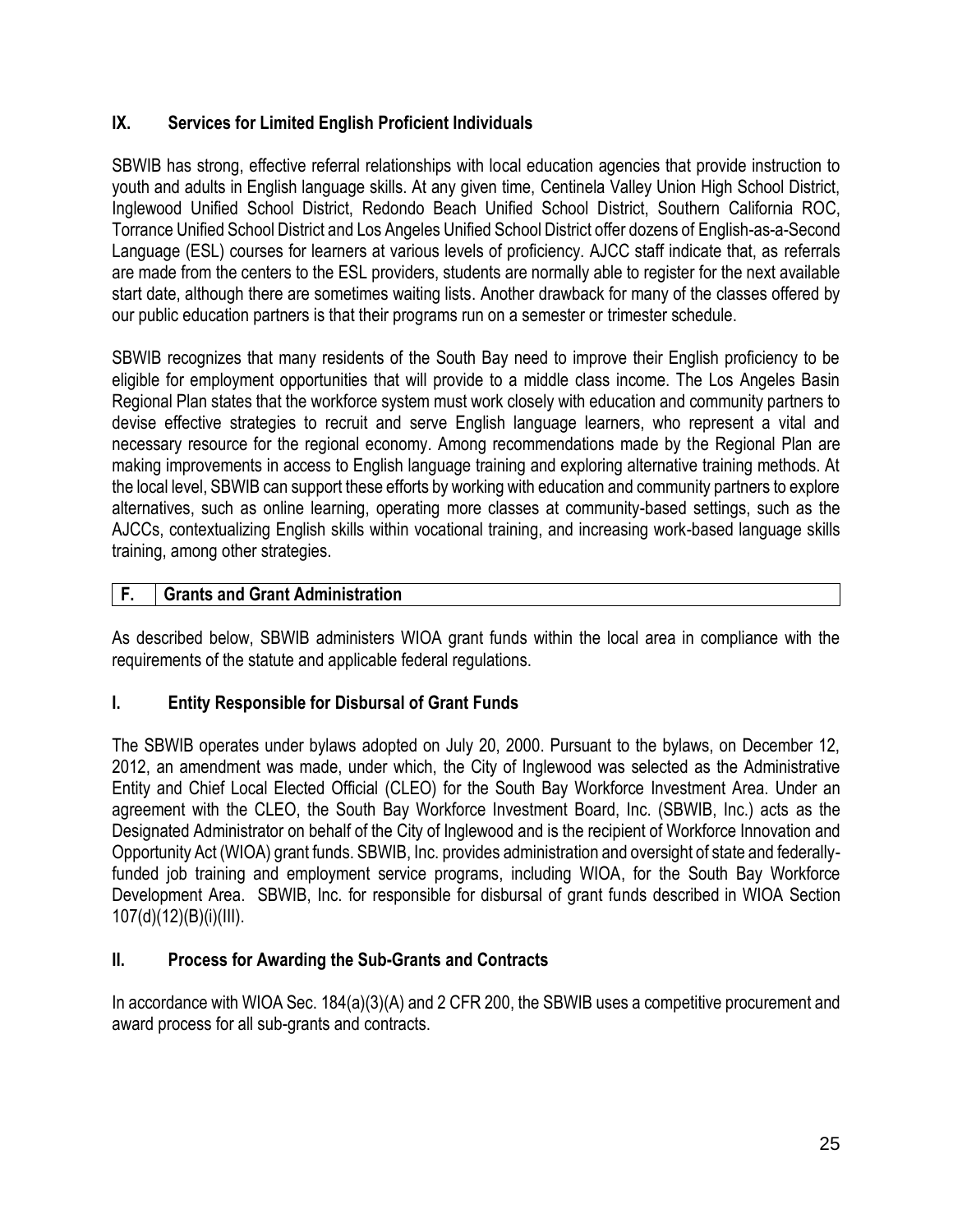### IX. Services for Limited English Proficient Individuals

SBWIB has strong, effective referral relationships with local education agencies that provide instruction to youth and adults in English language skills. At any given time, Centinela Valley Union High School District, Inglewood Unified School District, Redondo Beach Unified School District, Southern California ROC, Torrance Unified School District and Los Angeles Unified School District offer dozens of English-as-a-Second Language (ESL) courses for learners at various levels of proficiency. AJCC staff indicate that, as referrals are made from the centers to the ESL providers, students are normally able to register for the next available start date, although there are sometimes waiting lists. Another drawback for many of the classes offered by our public education partners is that their programs run on a semester or trimester schedule.

SBWIB recognizes that many residents of the South Bay need to improve their English proficiency to be eligible for employment opportunities that will provide to a middle class income. The Los Angeles Basin Regional Plan states that the workforce system must work closely with education and community partners to devise effective strategies to recruit and serve English language learners, who represent a vital and necessary resource for the regional economy. Among recommendations made by the Regional Plan are making improvements in access to English language training and exploring alternative training methods. At the local level, SBWIB can support these efforts by working with education and community partners to explore alternatives, such as online learning, operating more classes at community-based settings, such as the AJCCs, contextualizing English skills within vocational training, and increasing work-based language skills training, among other strategies.

## F. Grants and Grant Administration

As described below, SBWIB administers WIOA grant funds within the local area in compliance with the requirements of the statute and applicable federal regulations.

### I. Entity Responsible for Disbursal of Grant Funds

The SBWIB operates under bylaws adopted on July 20, 2000. Pursuant to the bylaws, on December 12, 2012, an amendment was made, under which, the City of Inglewood was selected as the Administrative Entity and Chief Local Elected Official (CLEO) for the South Bay Workforce Investment Area. Under an agreement with the CLEO, the South Bay Workforce Investment Board, Inc. (SBWIB, Inc.) acts as the Designated Administrator on behalf of the City of Inglewood and is the recipient of Workforce Innovation and Opportunity Act (WIOA) grant funds. SBWIB, Inc. provides administration and oversight of state and federally-funded job training and employment service programs, including WIOA, for the South Bay Workforce Development Area. SBWIB, Inc. for responsible for disbursal of grant funds described in WIOA Section 107(d)(12)(B)(i)(III).

### II. Process for Awarding the Sub-Grants and Contracts

In accordance with WIOA Sec. 184(a)(3)(A) and 2 CFR 200, the SBWIB uses a competitive procurement and award process for all sub-grants and contracts.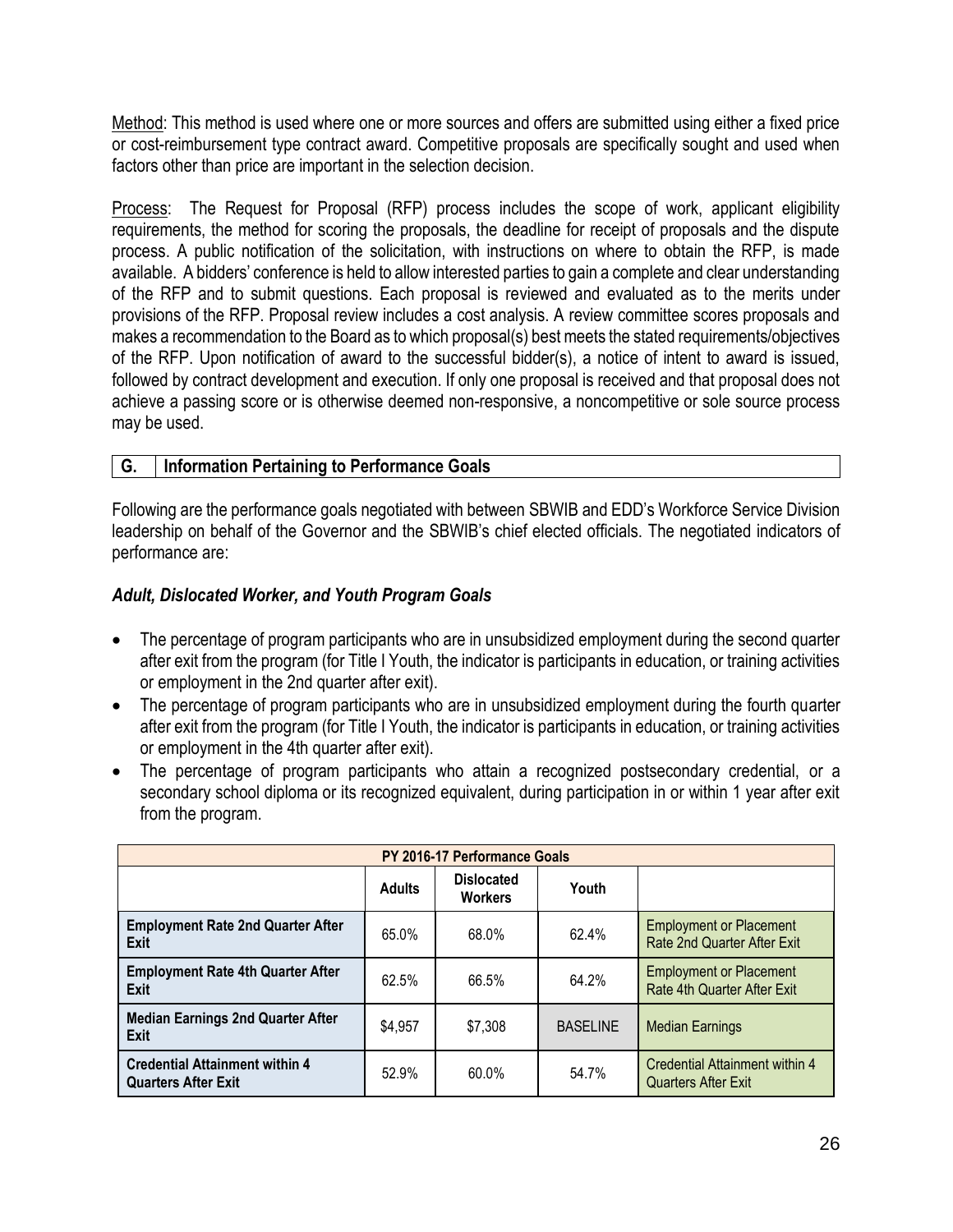Method: This method is used where one or more sources and offers are submitted using either a fixed price or cost-reimbursement type contract award. Competitive proposals are specifically sought and used when factors other than price are important in the selection decision.

Process: The Request for Proposal (RFP) process includes the scope of work, applicant eligibility requirements, the method for scoring the proposals, the deadline for receipt of proposals and the dispute process. A public notification of the solicitation, with instructions on where to obtain the RFP, is made available. A bidders' conference is held to allow interested parties to gain a complete and clear understanding of the RFP and to submit questions. Each proposal is reviewed and evaluated as to the merits under provisions of the RFP. Proposal review includes a cost analysis. A review committee scores proposals and makes a recommendation to the Board as to which proposal(s) best meets the stated requirements/objectives of the RFP. Upon notification of award to the successful bidder(s), a notice of intent to award is issued, followed by contract development and execution. If only one proposal is received and that proposal does not achieve a passing score or is otherwise deemed non-responsive, a noncompetitive or sole source process may be used.

## G. Information Pertaining to Performance Goals

Following are the performance goals negotiated with between SBWIB and EDD's Workforce Service Division leadership on behalf of the Governor and the SBWIB's chief elected officials. The negotiated indicators of performance are:

***Adult, Dislocated Worker, and Youth Program Goals***

- The percentage of program participants who are in unsubsidized employment during the second quarter after exit from the program (for Title I Youth, the indicator is participants in education, or training activities or employment in the 2nd quarter after exit).
- The percentage of program participants who are in unsubsidized employment during the fourth quarter after exit from the program (for Title I Youth, the indicator is participants in education, or training activities or employment in the 4th quarter after exit).
- The percentage of program participants who attain a recognized postsecondary credential, or a secondary school diploma or its recognized equivalent, during participation in or within 1 year after exit from the program.

| PY 2016-17 Performance Goals | | | | |
|---|---|---|---|---|
| | **Adults** | **Dislocated Workers** | **Youth** | |
| **Employment Rate 2nd Quarter After Exit** | 65.0% | 68.0% | 62.4% | Employment or Placement Rate 2nd Quarter After Exit |
| **Employment Rate 4th Quarter After Exit** | 62.5% | 66.5% | 64.2% | Employment or Placement Rate 4th Quarter After Exit |
| **Median Earnings 2nd Quarter After Exit** | $4,957 | $7,308 | BASELINE | Median Earnings |
| **Credential Attainment within 4 Quarters After Exit** | 52.9% | 60.0% | 54.7% | Credential Attainment within 4 Quarters After Exit |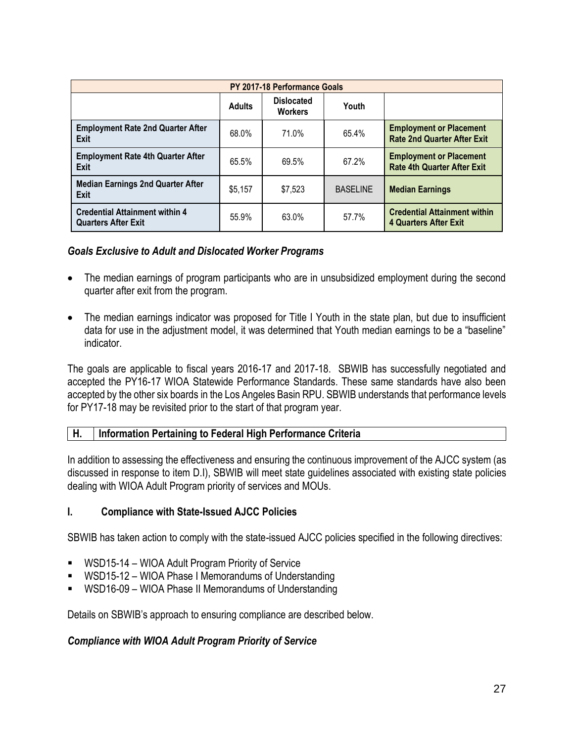| PY 2017-18 Performance Goals | | | | |
|---|---|---|---|---|
| | **Adults** | **Dislocated Workers** | **Youth** | |
| **Employment Rate 2nd Quarter After Exit** | 68.0% | 71.0% | 65.4% | **Employment or Placement Rate 2nd Quarter After Exit** |
| **Employment Rate 4th Quarter After Exit** | 65.5% | 69.5% | 67.2% | **Employment or Placement Rate 4th Quarter After Exit** |
| **Median Earnings 2nd Quarter After Exit** | $5,157 | $7,523 | BASELINE | **Median Earnings** |
| **Credential Attainment within 4 Quarters After Exit** | 55.9% | 63.0% | 57.7% | **Credential Attainment within 4 Quarters After Exit** |

***Goals Exclusive to Adult and Dislocated Worker Programs***

- The median earnings of program participants who are in unsubsidized employment during the second quarter after exit from the program.
- The median earnings indicator was proposed for Title I Youth in the state plan, but due to insufficient data for use in the adjustment model, it was determined that Youth median earnings to be a "baseline" indicator.

The goals are applicable to fiscal years 2016-17 and 2017-18. SBWIB has successfully negotiated and accepted the PY16-17 WIOA Statewide Performance Standards. These same standards have also been accepted by the other six boards in the Los Angeles Basin RPU. SBWIB understands that performance levels for PY17-18 may be revisited prior to the start of that program year.

## H. Information Pertaining to Federal High Performance Criteria

In addition to assessing the effectiveness and ensuring the continuous improvement of the AJCC system (as discussed in response to item D.I), SBWIB will meet state guidelines associated with existing state policies dealing with WIOA Adult Program priority of services and MOUs.

## I. Compliance with State-Issued AJCC Policies

SBWIB has taken action to comply with the state-issued AJCC policies specified in the following directives:

- WSD15-14 – WIOA Adult Program Priority of Service
- WSD15-12 – WIOA Phase I Memorandums of Understanding
- WSD16-09 – WIOA Phase II Memorandums of Understanding

Details on SBWIB's approach to ensuring compliance are described below.

***Compliance with WIOA Adult Program Priority of Service***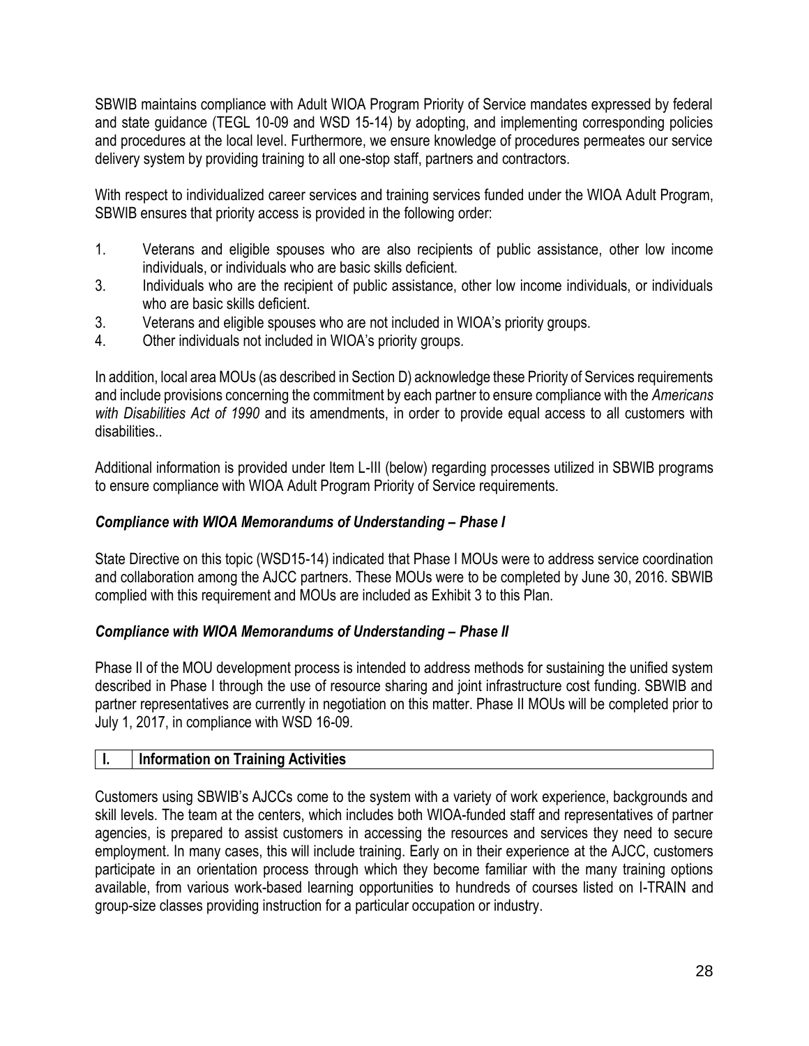SBWIB maintains compliance with Adult WIOA Program Priority of Service mandates expressed by federal and state guidance (TEGL 10-09 and WSD 15-14) by adopting, and implementing corresponding policies and procedures at the local level. Furthermore, we ensure knowledge of procedures permeates our service delivery system by providing training to all one-stop staff, partners and contractors.

With respect to individualized career services and training services funded under the WIOA Adult Program, SBWIB ensures that priority access is provided in the following order:

1. Veterans and eligible spouses who are also recipients of public assistance, other low income individuals, or individuals who are basic skills deficient.
3. Individuals who are the recipient of public assistance, other low income individuals, or individuals who are basic skills deficient.
3. Veterans and eligible spouses who are not included in WIOA's priority groups.
4. Other individuals not included in WIOA's priority groups.

In addition, local area MOUs (as described in Section D) acknowledge these Priority of Services requirements and include provisions concerning the commitment by each partner to ensure compliance with the *Americans with Disabilities Act of 1990* and its amendments, in order to provide equal access to all customers with disabilities..

Additional information is provided under Item L-III (below) regarding processes utilized in SBWIB programs to ensure compliance with WIOA Adult Program Priority of Service requirements.

***Compliance with WIOA Memorandums of Understanding – Phase I***

State Directive on this topic (WSD15-14) indicated that Phase I MOUs were to address service coordination and collaboration among the AJCC partners. These MOUs were to be completed by June 30, 2016. SBWIB complied with this requirement and MOUs are included as Exhibit 3 to this Plan.

***Compliance with WIOA Memorandums of Understanding – Phase II***

Phase II of the MOU development process is intended to address methods for sustaining the unified system described in Phase I through the use of resource sharing and joint infrastructure cost funding. SBWIB and partner representatives are currently in negotiation on this matter. Phase II MOUs will be completed prior to July 1, 2017, in compliance with WSD 16-09.

| I. | Information on Training Activities |
|---|---|

Customers using SBWIB's AJCCs come to the system with a variety of work experience, backgrounds and skill levels. The team at the centers, which includes both WIOA-funded staff and representatives of partner agencies, is prepared to assist customers in accessing the resources and services they need to secure employment. In many cases, this will include training. Early on in their experience at the AJCC, customers participate in an orientation process through which they become familiar with the many training options available, from various work-based learning opportunities to hundreds of courses listed on I-TRAIN and group-size classes providing instruction for a particular occupation or industry.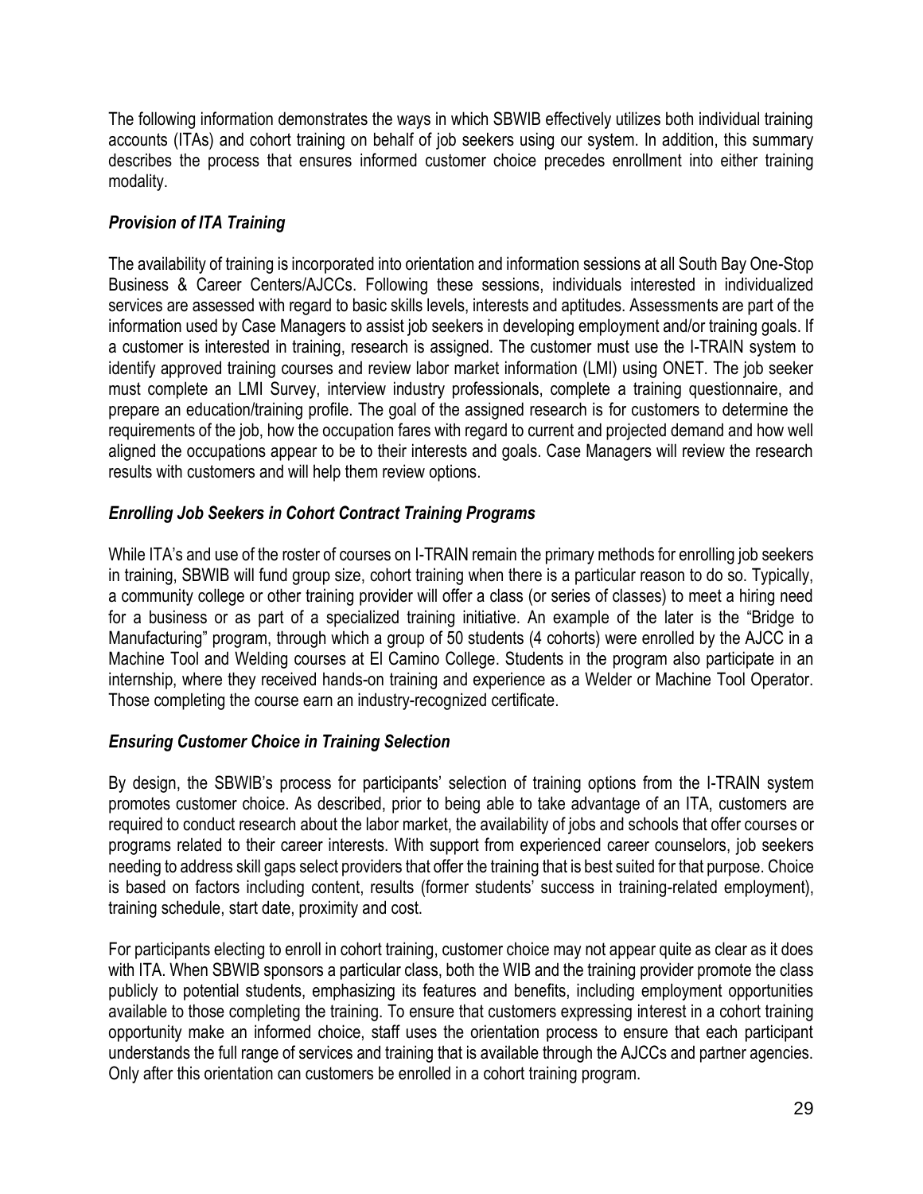The following information demonstrates the ways in which SBWIB effectively utilizes both individual training accounts (ITAs) and cohort training on behalf of job seekers using our system. In addition, this summary describes the process that ensures informed customer choice precedes enrollment into either training modality.

### *Provision of ITA Training*

The availability of training is incorporated into orientation and information sessions at all South Bay One-Stop Business & Career Centers/AJCCs. Following these sessions, individuals interested in individualized services are assessed with regard to basic skills levels, interests and aptitudes. Assessments are part of the information used by Case Managers to assist job seekers in developing employment and/or training goals. If a customer is interested in training, research is assigned. The customer must use the I-TRAIN system to identify approved training courses and review labor market information (LMI) using ONET. The job seeker must complete an LMI Survey, interview industry professionals, complete a training questionnaire, and prepare an education/training profile. The goal of the assigned research is for customers to determine the requirements of the job, how the occupation fares with regard to current and projected demand and how well aligned the occupations appear to be to their interests and goals. Case Managers will review the research results with customers and will help them review options.

### *Enrolling Job Seekers in Cohort Contract Training Programs*

While ITA's and use of the roster of courses on I-TRAIN remain the primary methods for enrolling job seekers in training, SBWIB will fund group size, cohort training when there is a particular reason to do so. Typically, a community college or other training provider will offer a class (or series of classes) to meet a hiring need for a business or as part of a specialized training initiative. An example of the later is the "Bridge to Manufacturing" program, through which a group of 50 students (4 cohorts) were enrolled by the AJCC in a Machine Tool and Welding courses at El Camino College. Students in the program also participate in an internship, where they received hands-on training and experience as a Welder or Machine Tool Operator. Those completing the course earn an industry-recognized certificate.

### *Ensuring Customer Choice in Training Selection*

By design, the SBWIB's process for participants' selection of training options from the I-TRAIN system promotes customer choice. As described, prior to being able to take advantage of an ITA, customers are required to conduct research about the labor market, the availability of jobs and schools that offer courses or programs related to their career interests. With support from experienced career counselors, job seekers needing to address skill gaps select providers that offer the training that is best suited for that purpose. Choice is based on factors including content, results (former students' success in training-related employment), training schedule, start date, proximity and cost.

For participants electing to enroll in cohort training, customer choice may not appear quite as clear as it does with ITA. When SBWIB sponsors a particular class, both the WIB and the training provider promote the class publicly to potential students, emphasizing its features and benefits, including employment opportunities available to those completing the training. To ensure that customers expressing interest in a cohort training opportunity make an informed choice, staff uses the orientation process to ensure that each participant understands the full range of services and training that is available through the AJCCs and partner agencies. Only after this orientation can customers be enrolled in a cohort training program.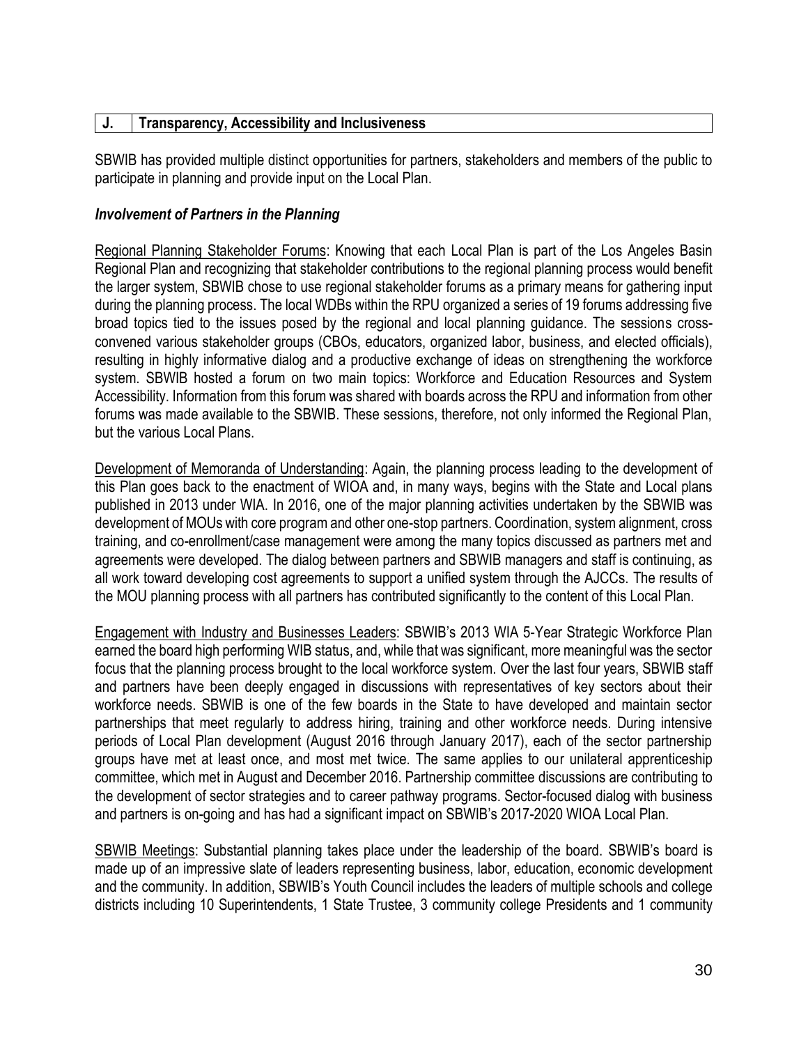## J. Transparency, Accessibility and Inclusiveness

SBWIB has provided multiple distinct opportunities for partners, stakeholders and members of the public to participate in planning and provide input on the Local Plan.

### *Involvement of Partners in the Planning*

Regional Planning Stakeholder Forums: Knowing that each Local Plan is part of the Los Angeles Basin Regional Plan and recognizing that stakeholder contributions to the regional planning process would benefit the larger system, SBWIB chose to use regional stakeholder forums as a primary means for gathering input during the planning process. The local WDBs within the RPU organized a series of 19 forums addressing five broad topics tied to the issues posed by the regional and local planning guidance. The sessions cross-convened various stakeholder groups (CBOs, educators, organized labor, business, and elected officials), resulting in highly informative dialog and a productive exchange of ideas on strengthening the workforce system. SBWIB hosted a forum on two main topics: Workforce and Education Resources and System Accessibility. Information from this forum was shared with boards across the RPU and information from other forums was made available to the SBWIB. These sessions, therefore, not only informed the Regional Plan, but the various Local Plans.

Development of Memoranda of Understanding: Again, the planning process leading to the development of this Plan goes back to the enactment of WIOA and, in many ways, begins with the State and Local plans published in 2013 under WIA. In 2016, one of the major planning activities undertaken by the SBWIB was development of MOUs with core program and other one-stop partners. Coordination, system alignment, cross training, and co-enrollment/case management were among the many topics discussed as partners met and agreements were developed. The dialog between partners and SBWIB managers and staff is continuing, as all work toward developing cost agreements to support a unified system through the AJCCs. The results of the MOU planning process with all partners has contributed significantly to the content of this Local Plan.

Engagement with Industry and Businesses Leaders: SBWIB's 2013 WIA 5-Year Strategic Workforce Plan earned the board high performing WIB status, and, while that was significant, more meaningful was the sector focus that the planning process brought to the local workforce system. Over the last four years, SBWIB staff and partners have been deeply engaged in discussions with representatives of key sectors about their workforce needs. SBWIB is one of the few boards in the State to have developed and maintain sector partnerships that meet regularly to address hiring, training and other workforce needs. During intensive periods of Local Plan development (August 2016 through January 2017), each of the sector partnership groups have met at least once, and most met twice. The same applies to our unilateral apprenticeship committee, which met in August and December 2016. Partnership committee discussions are contributing to the development of sector strategies and to career pathway programs. Sector-focused dialog with business and partners is on-going and has had a significant impact on SBWIB's 2017-2020 WIOA Local Plan.

SBWIB Meetings: Substantial planning takes place under the leadership of the board. SBWIB's board is made up of an impressive slate of leaders representing business, labor, education, economic development and the community. In addition, SBWIB's Youth Council includes the leaders of multiple schools and college districts including 10 Superintendents, 1 State Trustee, 3 community college Presidents and 1 community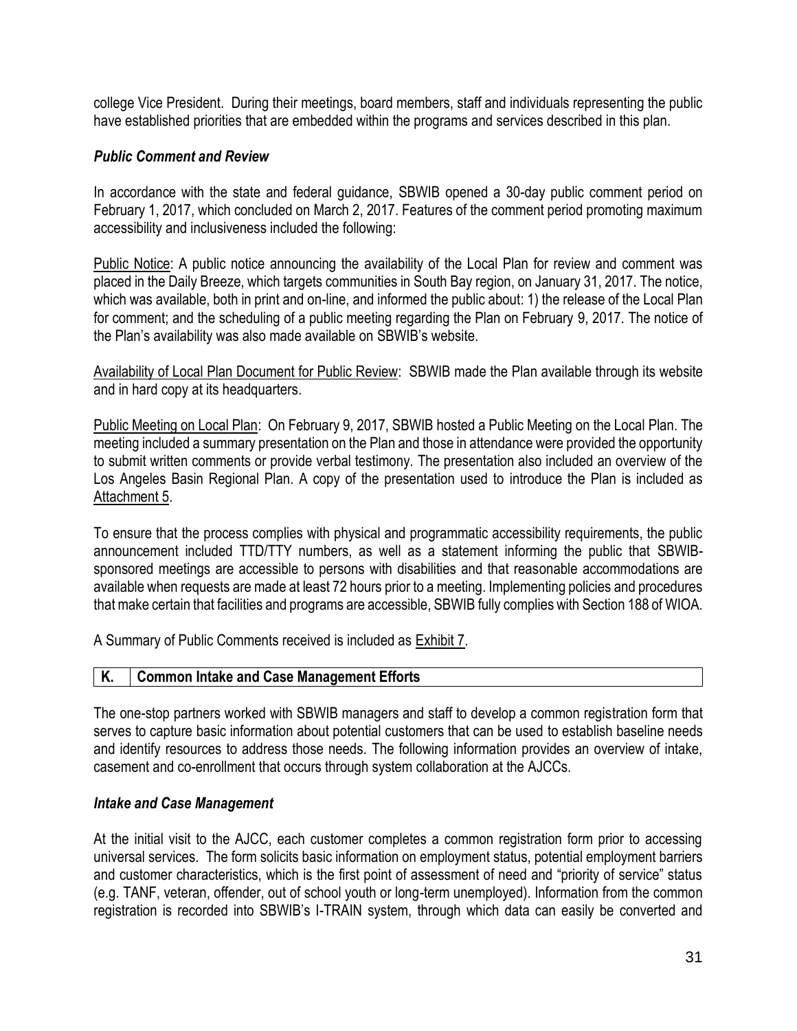college Vice President. During their meetings, board members, staff and individuals representing the public have established priorities that are embedded within the programs and services described in this plan.

### *Public Comment and Review*

In accordance with the state and federal guidance, SBWIB opened a 30-day public comment period on February 1, 2017, which concluded on March 2, 2017. Features of the comment period promoting maximum accessibility and inclusiveness included the following:

<u>Public Notice</u>: A public notice announcing the availability of the Local Plan for review and comment was placed in the Daily Breeze, which targets communities in South Bay region, on January 31, 2017. The notice, which was available, both in print and on-line, and informed the public about: 1) the release of the Local Plan for comment; and the scheduling of a public meeting regarding the Plan on February 9, 2017. The notice of the Plan's availability was also made available on SBWIB's website.

<u>Availability of Local Plan Document for Public Review</u>: SBWIB made the Plan available through its website and in hard copy at its headquarters.

<u>Public Meeting on Local Plan</u>: On February 9, 2017, SBWIB hosted a Public Meeting on the Local Plan. The meeting included a summary presentation on the Plan and those in attendance were provided the opportunity to submit written comments or provide verbal testimony. The presentation also included an overview of the Los Angeles Basin Regional Plan. A copy of the presentation used to introduce the Plan is included as <u>Attachment 5</u>.

To ensure that the process complies with physical and programmatic accessibility requirements, the public announcement included TTD/TTY numbers, as well as a statement informing the public that SBWIB-sponsored meetings are accessible to persons with disabilities and that reasonable accommodations are available when requests are made at least 72 hours prior to a meeting. Implementing policies and procedures that make certain that facilities and programs are accessible, SBWIB fully complies with Section 188 of WIOA.

A Summary of Public Comments received is included as <u>Exhibit 7</u>.

## K. Common Intake and Case Management Efforts

The one-stop partners worked with SBWIB managers and staff to develop a common registration form that serves to capture basic information about potential customers that can be used to establish baseline needs and identify resources to address those needs. The following information provides an overview of intake, casement and co-enrollment that occurs through system collaboration at the AJCCs.

### *Intake and Case Management*

At the initial visit to the AJCC, each customer completes a common registration form prior to accessing universal services. The form solicits basic information on employment status, potential employment barriers and customer characteristics, which is the first point of assessment of need and "priority of service" status (e.g. TANF, veteran, offender, out of school youth or long-term unemployed). Information from the common registration is recorded into SBWIB's I-TRAIN system, through which data can easily be converted and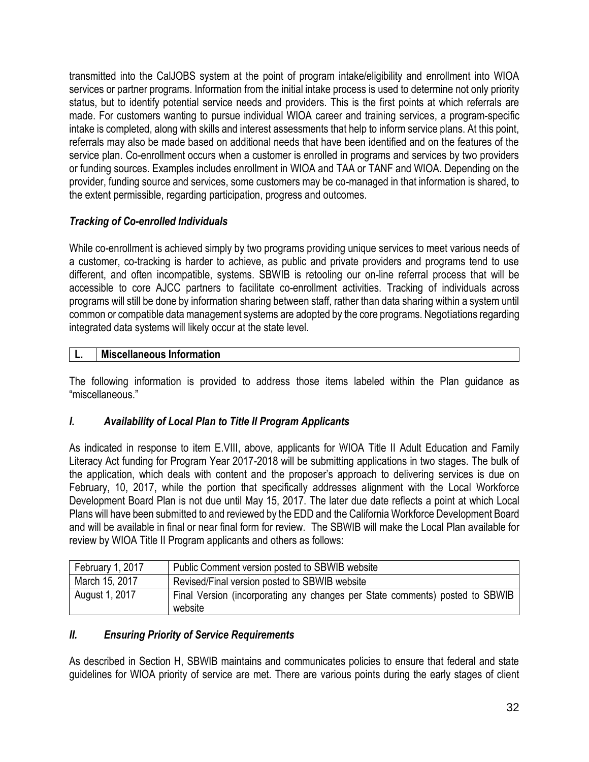transmitted into the CalJOBS system at the point of program intake/eligibility and enrollment into WIOA services or partner programs. Information from the initial intake process is used to determine not only priority status, but to identify potential service needs and providers. This is the first points at which referrals are made. For customers wanting to pursue individual WIOA career and training services, a program-specific intake is completed, along with skills and interest assessments that help to inform service plans. At this point, referrals may also be made based on additional needs that have been identified and on the features of the service plan. Co-enrollment occurs when a customer is enrolled in programs and services by two providers or funding sources. Examples includes enrollment in WIOA and TAA or TANF and WIOA. Depending on the provider, funding source and services, some customers may be co-managed in that information is shared, to the extent permissible, regarding participation, progress and outcomes.

### *Tracking of Co-enrolled Individuals*

While co-enrollment is achieved simply by two programs providing unique services to meet various needs of a customer, co-tracking is harder to achieve, as public and private providers and programs tend to use different, and often incompatible, systems. SBWIB is retooling our on-line referral process that will be accessible to core AJCC partners to facilitate co-enrollment activities. Tracking of individuals across programs will still be done by information sharing between staff, rather than data sharing within a system until common or compatible data management systems are adopted by the core programs. Negotiations regarding integrated data systems will likely occur at the state level.

## L. Miscellaneous Information

The following information is provided to address those items labeled within the Plan guidance as "miscellaneous."

### *I. Availability of Local Plan to Title II Program Applicants*

As indicated in response to item E.VIII, above, applicants for WIOA Title II Adult Education and Family Literacy Act funding for Program Year 2017-2018 will be submitting applications in two stages. The bulk of the application, which deals with content and the proposer's approach to delivering services is due on February, 10, 2017, while the portion that specifically addresses alignment with the Local Workforce Development Board Plan is not due until May 15, 2017. The later due date reflects a point at which Local Plans will have been submitted to and reviewed by the EDD and the California Workforce Development Board and will be available in final or near final form for review. The SBWIB will make the Local Plan available for review by WIOA Title II Program applicants and others as follows:

| | |
|---|---|
| February 1, 2017 | Public Comment version posted to SBWIB website |
| March 15, 2017 | Revised/Final version posted to SBWIB website |
| August 1, 2017 | Final Version (incorporating any changes per State comments) posted to SBWIB website |

### *II. Ensuring Priority of Service Requirements*

As described in Section H, SBWIB maintains and communicates policies to ensure that federal and state guidelines for WIOA priority of service are met. There are various points during the early stages of client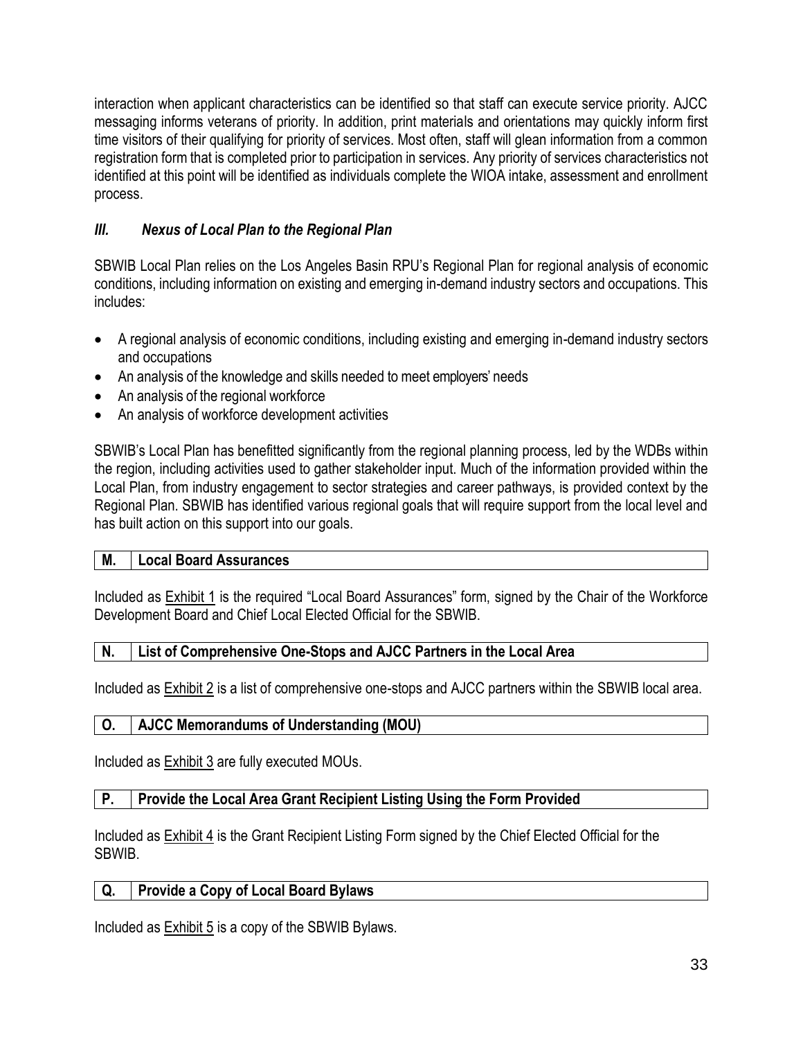interaction when applicant characteristics can be identified so that staff can execute service priority. AJCC messaging informs veterans of priority. In addition, print materials and orientations may quickly inform first time visitors of their qualifying for priority of services. Most often, staff will glean information from a common registration form that is completed prior to participation in services. Any priority of services characteristics not identified at this point will be identified as individuals complete the WIOA intake, assessment and enrollment process.

### *III. Nexus of Local Plan to the Regional Plan*

SBWIB Local Plan relies on the Los Angeles Basin RPU's Regional Plan for regional analysis of economic conditions, including information on existing and emerging in-demand industry sectors and occupations. This includes:

- A regional analysis of economic conditions, including existing and emerging in-demand industry sectors and occupations
- An analysis of the knowledge and skills needed to meet employers' needs
- An analysis of the regional workforce
- An analysis of workforce development activities

SBWIB's Local Plan has benefitted significantly from the regional planning process, led by the WDBs within the region, including activities used to gather stakeholder input. Much of the information provided within the Local Plan, from industry engagement to sector strategies and career pathways, is provided context by the Regional Plan. SBWIB has identified various regional goals that will require support from the local level and has built action on this support into our goals.

| M. | Local Board Assurances |
|---|---|

Included as Exhibit 1 is the required "Local Board Assurances" form, signed by the Chair of the Workforce Development Board and Chief Local Elected Official for the SBWIB.

| N. | List of Comprehensive One-Stops and AJCC Partners in the Local Area |
|---|---|

Included as Exhibit 2 is a list of comprehensive one-stops and AJCC partners within the SBWIB local area.

| O. | AJCC Memorandums of Understanding (MOU) |
|---|---|

Included as Exhibit 3 are fully executed MOUs.

| P. | Provide the Local Area Grant Recipient Listing Using the Form Provided |
|---|---|

Included as Exhibit 4 is the Grant Recipient Listing Form signed by the Chief Elected Official for the SBWIB.

| Q. | Provide a Copy of Local Board Bylaws |
|---|---|

Included as Exhibit 5 is a copy of the SBWIB Bylaws.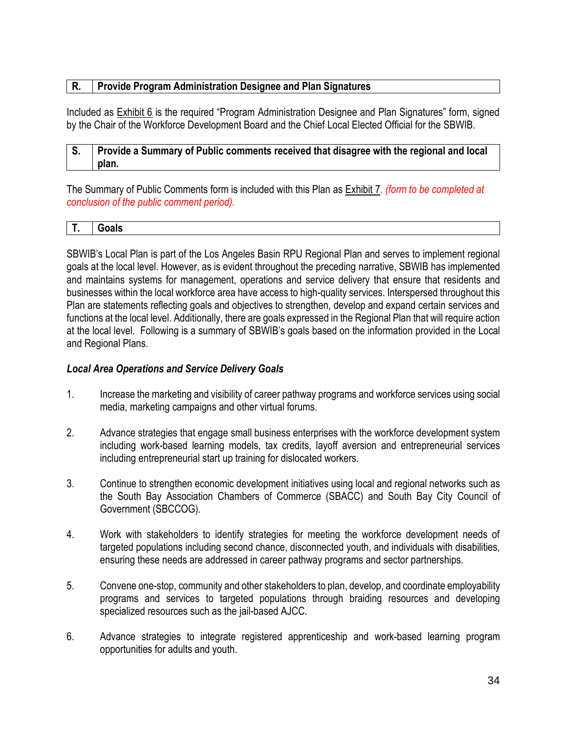## R. Provide Program Administration Designee and Plan Signatures

Included as Exhibit 6 is the required "Program Administration Designee and Plan Signatures" form, signed by the Chair of the Workforce Development Board and the Chief Local Elected Official for the SBWIB.

## S. Provide a Summary of Public comments received that disagree with the regional and local plan.

The Summary of Public Comments form is included with this Plan as Exhibit 7. *(form to be completed at conclusion of the public comment period).*

## T. Goals

SBWIB's Local Plan is part of the Los Angeles Basin RPU Regional Plan and serves to implement regional goals at the local level. However, as is evident throughout the preceding narrative, SBWIB has implemented and maintains systems for management, operations and service delivery that ensure that residents and businesses within the local workforce area have access to high-quality services. Interspersed throughout this Plan are statements reflecting goals and objectives to strengthen, develop and expand certain services and functions at the local level. Additionally, there are goals expressed in the Regional Plan that will require action at the local level. Following is a summary of SBWIB's goals based on the information provided in the Local and Regional Plans.

***Local Area Operations and Service Delivery Goals***

1. Increase the marketing and visibility of career pathway programs and workforce services using social media, marketing campaigns and other virtual forums.

2. Advance strategies that engage small business enterprises with the workforce development system including work-based learning models, tax credits, layoff aversion and entrepreneurial services including entrepreneurial start up training for dislocated workers.

3. Continue to strengthen economic development initiatives using local and regional networks such as the South Bay Association Chambers of Commerce (SBACC) and South Bay City Council of Government (SBCCOG).

4. Work with stakeholders to identify strategies for meeting the workforce development needs of targeted populations including second chance, disconnected youth, and individuals with disabilities, ensuring these needs are addressed in career pathway programs and sector partnerships.

5. Convene one-stop, community and other stakeholders to plan, develop, and coordinate employability programs and services to targeted populations through braiding resources and developing specialized resources such as the jail-based AJCC.

6. Advance strategies to integrate registered apprenticeship and work-based learning program opportunities for adults and youth.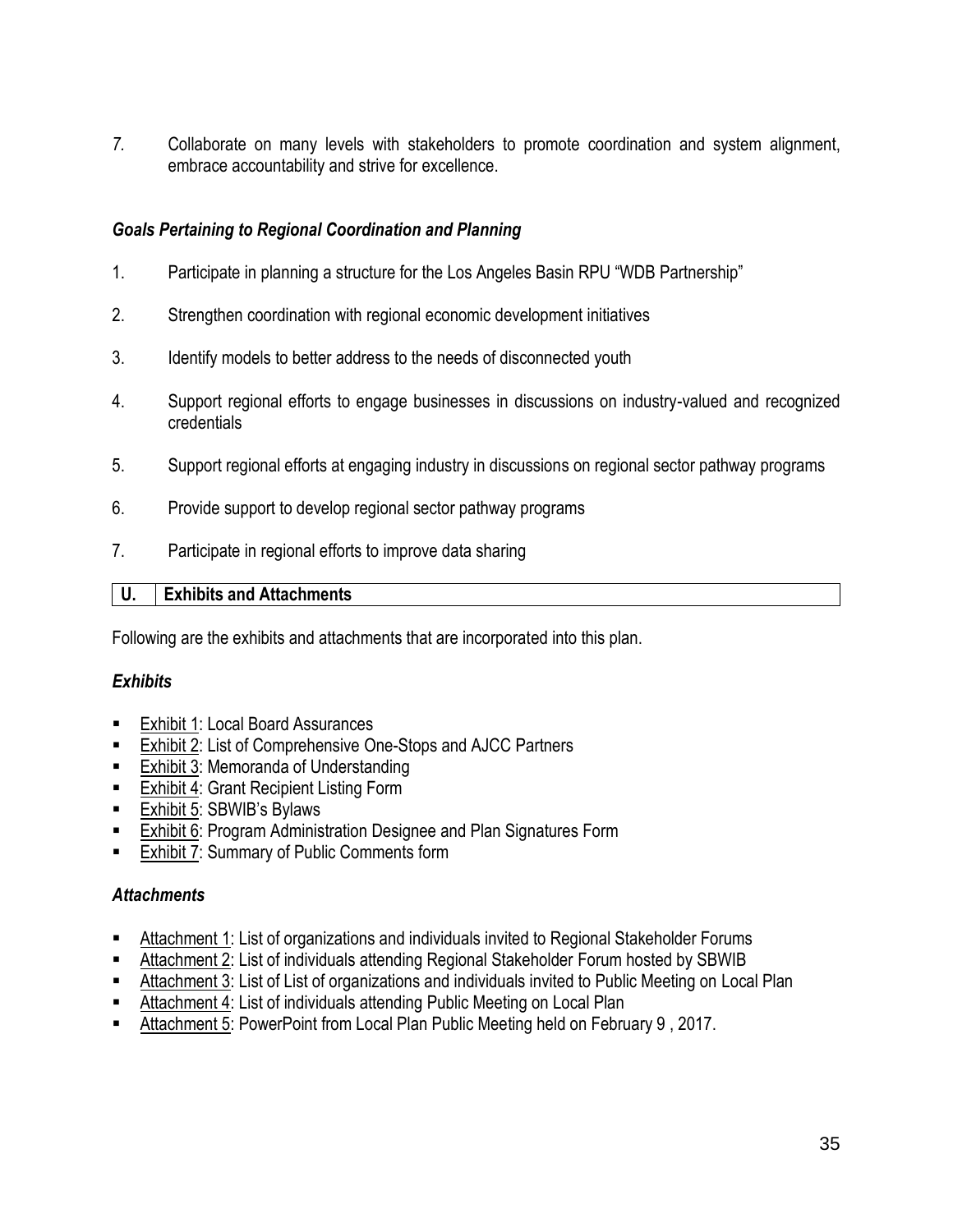7. Collaborate on many levels with stakeholders to promote coordination and system alignment, embrace accountability and strive for excellence.

***Goals Pertaining to Regional Coordination and Planning***

1. Participate in planning a structure for the Los Angeles Basin RPU "WDB Partnership"
2. Strengthen coordination with regional economic development initiatives
3. Identify models to better address to the needs of disconnected youth
4. Support regional efforts to engage businesses in discussions on industry-valued and recognized credentials
5. Support regional efforts at engaging industry in discussions on regional sector pathway programs
6. Provide support to develop regional sector pathway programs
7. Participate in regional efforts to improve data sharing

## U. Exhibits and Attachments

Following are the exhibits and attachments that are incorporated into this plan.

***Exhibits***

- Exhibit 1: Local Board Assurances
- Exhibit 2: List of Comprehensive One-Stops and AJCC Partners
- Exhibit 3: Memoranda of Understanding
- Exhibit 4: Grant Recipient Listing Form
- Exhibit 5: SBWIB's Bylaws
- Exhibit 6: Program Administration Designee and Plan Signatures Form
- Exhibit 7: Summary of Public Comments form

***Attachments***

- Attachment 1: List of organizations and individuals invited to Regional Stakeholder Forums
- Attachment 2: List of individuals attending Regional Stakeholder Forum hosted by SBWIB
- Attachment 3: List of List of organizations and individuals invited to Public Meeting on Local Plan
- Attachment 4: List of individuals attending Public Meeting on Local Plan
- Attachment 5: PowerPoint from Local Plan Public Meeting held on February 9 , 2017.